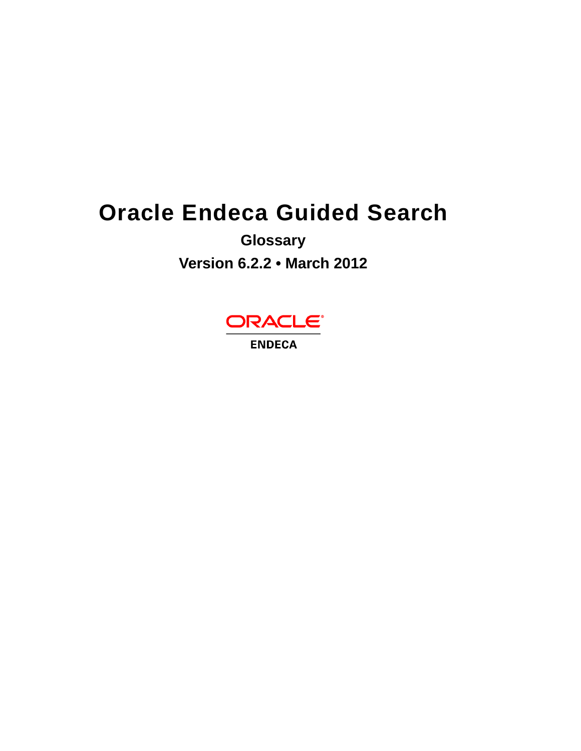# Oracle Endeca Guided Search

## Glossary

### Version 6.2.2 • March 2012

ORACLE

ENDECA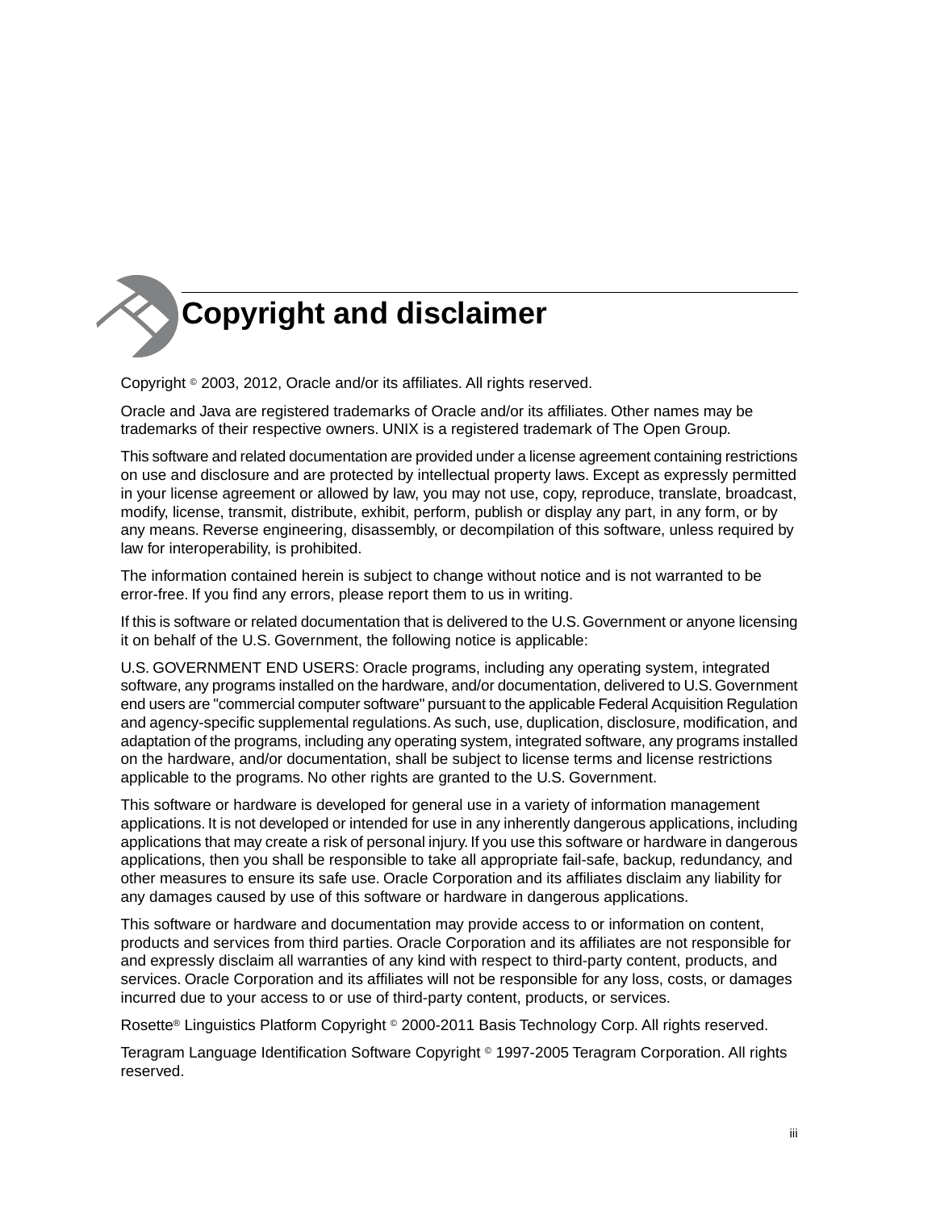# Copyright and disclaimer

Copyright © 2003, 2012, Oracle and/or its affiliates. All rights reserved.

Oracle and Java are registered trademarks of Oracle and/or its affiliates. Other names may be trademarks of their respective owners. UNIX is a registered trademark of The Open Group.

This software and related documentation are provided under a license agreement containing restrictions on use and disclosure and are protected by intellectual property laws. Except as expressly permitted in your license agreement or allowed by law, you may not use, copy, reproduce, translate, broadcast, modify, license, transmit, distribute, exhibit, perform, publish or display any part, in any form, or by any means. Reverse engineering, disassembly, or decompilation of this software, unless required by law for interoperability, is prohibited.

The information contained herein is subject to change without notice and is not warranted to be error-free. If you find any errors, please report them to us in writing.

If this is software or related documentation that is delivered to the U.S. Government or anyone licensing it on behalf of the U.S. Government, the following notice is applicable:

U.S. GOVERNMENT END USERS: Oracle programs, including any operating system, integrated software, any programs installed on the hardware, and/or documentation, delivered to U.S. Government end users are "commercial computer software" pursuant to the applicable Federal Acquisition Regulation and agency-specific supplemental regulations. As such, use, duplication, disclosure, modification, and adaptation of the programs, including any operating system, integrated software, any programs installed on the hardware, and/or documentation, shall be subject to license terms and license restrictions applicable to the programs. No other rights are granted to the U.S. Government.

This software or hardware is developed for general use in a variety of information management applications. It is not developed or intended for use in any inherently dangerous applications, including applications that may create a risk of personal injury. If you use this software or hardware in dangerous applications, then you shall be responsible to take all appropriate fail-safe, backup, redundancy, and other measures to ensure its safe use. Oracle Corporation and its affiliates disclaim any liability for any damages caused by use of this software or hardware in dangerous applications.

This software or hardware and documentation may provide access to or information on content, products and services from third parties. Oracle Corporation and its affiliates are not responsible for and expressly disclaim all warranties of any kind with respect to third-party content, products, and services. Oracle Corporation and its affiliates will not be responsible for any loss, costs, or damages incurred due to your access to or use of third-party content, products, or services.

Rosette® Linguistics Platform Copyright © 2000-2011 Basis Technology Corp. All rights reserved.

Teragram Language Identification Software Copyright © 1997-2005 Teragram Corporation. All rights reserved.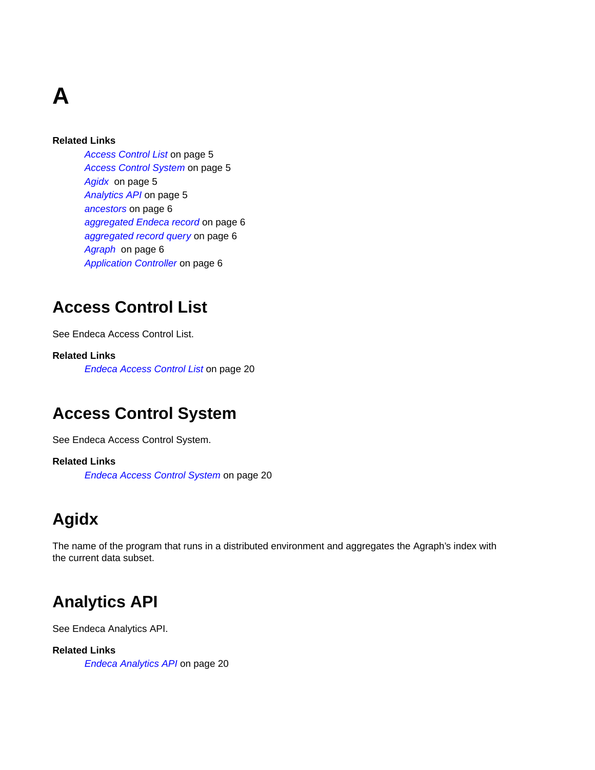# A

**Related Links**

*Access Control List* on page 5
*Access Control System* on page 5
*Agidx* on page 5
*Analytics API* on page 5
*ancestors* on page 6
*aggregated Endeca record* on page 6
*aggregated record query* on page 6
*Agraph* on page 6
*Application Controller* on page 6

## Access Control List

See Endeca Access Control List.

**Related Links**

*Endeca Access Control List* on page 20

## Access Control System

See Endeca Access Control System.

**Related Links**

*Endeca Access Control System* on page 20

## Agidx

The name of the program that runs in a distributed environment and aggregates the Agraph's index with the current data subset.

## Analytics API

See Endeca Analytics API.

**Related Links**

*Endeca Analytics API* on page 20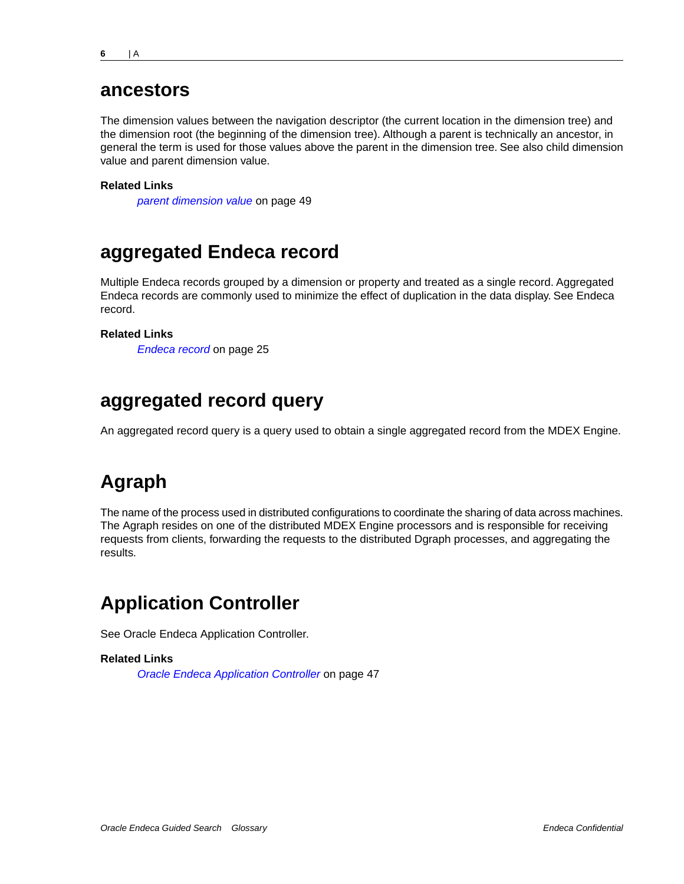## ancestors

The dimension values between the navigation descriptor (the current location in the dimension tree) and the dimension root (the beginning of the dimension tree). Although a parent is technically an ancestor, in general the term is used for those values above the parent in the dimension tree. See also child dimension value and parent dimension value.

**Related Links**

*parent dimension value* on page 49

## aggregated Endeca record

Multiple Endeca records grouped by a dimension or property and treated as a single record. Aggregated Endeca records are commonly used to minimize the effect of duplication in the data display. See Endeca record.

**Related Links**

*Endeca record* on page 25

## aggregated record query

An aggregated record query is a query used to obtain a single aggregated record from the MDEX Engine.

## Agraph

The name of the process used in distributed configurations to coordinate the sharing of data across machines. The Agraph resides on one of the distributed MDEX Engine processors and is responsible for receiving requests from clients, forwarding the requests to the distributed Dgraph processes, and aggregating the results.

## Application Controller

See Oracle Endeca Application Controller.

**Related Links**

*Oracle Endeca Application Controller* on page 47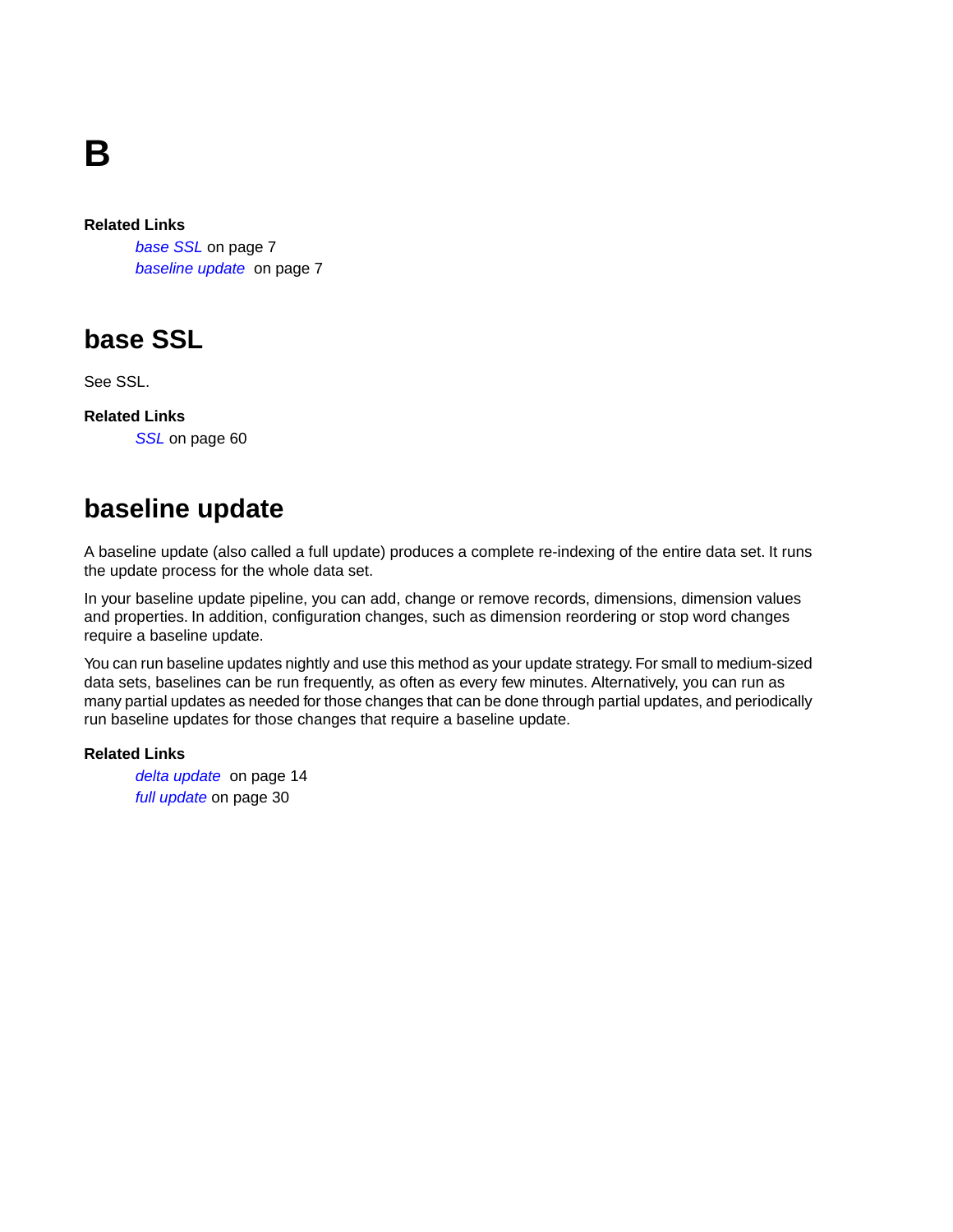# B

**Related Links**

*base SSL* on page 7
*baseline update* on page 7

## base SSL

See SSL.

**Related Links**

*SSL* on page 60

## baseline update

A baseline update (also called a full update) produces a complete re-indexing of the entire data set. It runs the update process for the whole data set.

In your baseline update pipeline, you can add, change or remove records, dimensions, dimension values and properties. In addition, configuration changes, such as dimension reordering or stop word changes require a baseline update.

You can run baseline updates nightly and use this method as your update strategy. For small to medium-sized data sets, baselines can be run frequently, as often as every few minutes. Alternatively, you can run as many partial updates as needed for those changes that can be done through partial updates, and periodically run baseline updates for those changes that require a baseline update.

**Related Links**

*delta update* on page 14
*full update* on page 30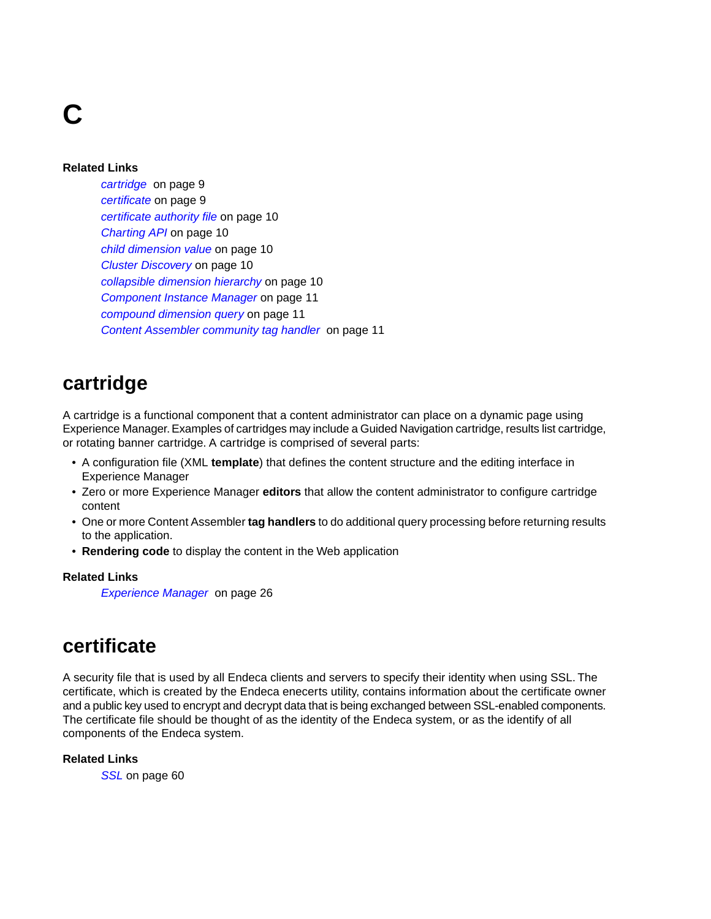# C

**Related Links**

*cartridge* on page 9
*certificate* on page 9
*certificate authority file* on page 10
*Charting API* on page 10
*child dimension value* on page 10
*Cluster Discovery* on page 10
*collapsible dimension hierarchy* on page 10
*Component Instance Manager* on page 11
*compound dimension query* on page 11
*Content Assembler community tag handler* on page 11

## cartridge

A cartridge is a functional component that a content administrator can place on a dynamic page using Experience Manager. Examples of cartridges may include a Guided Navigation cartridge, results list cartridge, or rotating banner cartridge. A cartridge is comprised of several parts:

- A configuration file (XML **template**) that defines the content structure and the editing interface in Experience Manager
- Zero or more Experience Manager **editors** that allow the content administrator to configure cartridge content
- One or more Content Assembler **tag handlers** to do additional query processing before returning results to the application.
- **Rendering code** to display the content in the Web application

**Related Links**

*Experience Manager* on page 26

## certificate

A security file that is used by all Endeca clients and servers to specify their identity when using SSL. The certificate, which is created by the Endeca enecerts utility, contains information about the certificate owner and a public key used to encrypt and decrypt data that is being exchanged between SSL-enabled components. The certificate file should be thought of as the identity of the Endeca system, or as the identify of all components of the Endeca system.

**Related Links**

*SSL* on page 60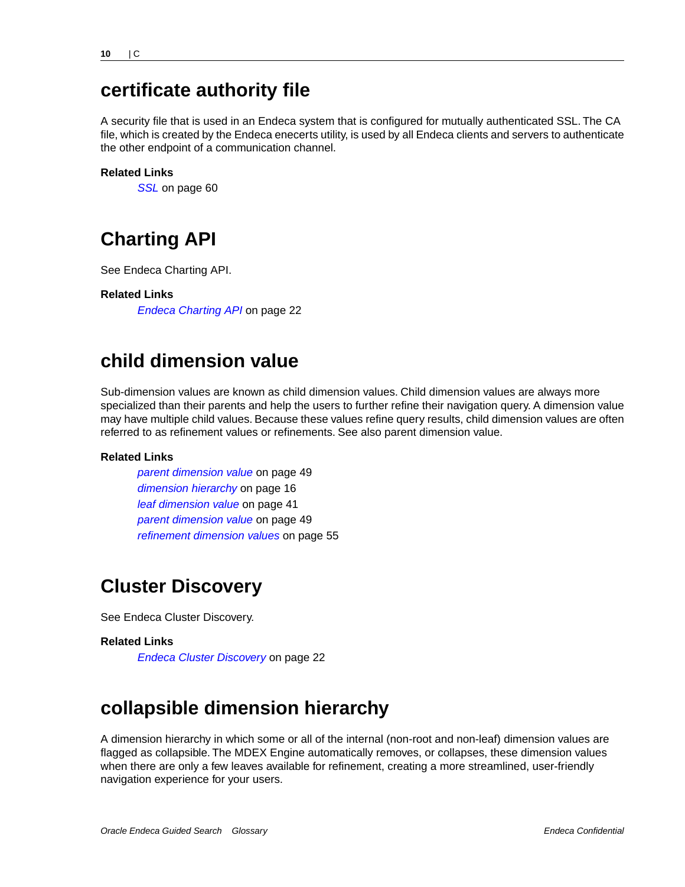## certificate authority file

A security file that is used in an Endeca system that is configured for mutually authenticated SSL. The CA file, which is created by the Endeca enecerts utility, is used by all Endeca clients and servers to authenticate the other endpoint of a communication channel.

**Related Links**

*SSL* on page 60

## Charting API

See Endeca Charting API.

**Related Links**

*Endeca Charting API* on page 22

## child dimension value

Sub-dimension values are known as child dimension values. Child dimension values are always more specialized than their parents and help the users to further refine their navigation query. A dimension value may have multiple child values. Because these values refine query results, child dimension values are often referred to as refinement values or refinements. See also parent dimension value.

**Related Links**

*parent dimension value* on page 49
*dimension hierarchy* on page 16
*leaf dimension value* on page 41
*parent dimension value* on page 49
*refinement dimension values* on page 55

## Cluster Discovery

See Endeca Cluster Discovery.

**Related Links**

*Endeca Cluster Discovery* on page 22

## collapsible dimension hierarchy

A dimension hierarchy in which some or all of the internal (non-root and non-leaf) dimension values are flagged as collapsible. The MDEX Engine automatically removes, or collapses, these dimension values when there are only a few leaves available for refinement, creating a more streamlined, user-friendly navigation experience for your users.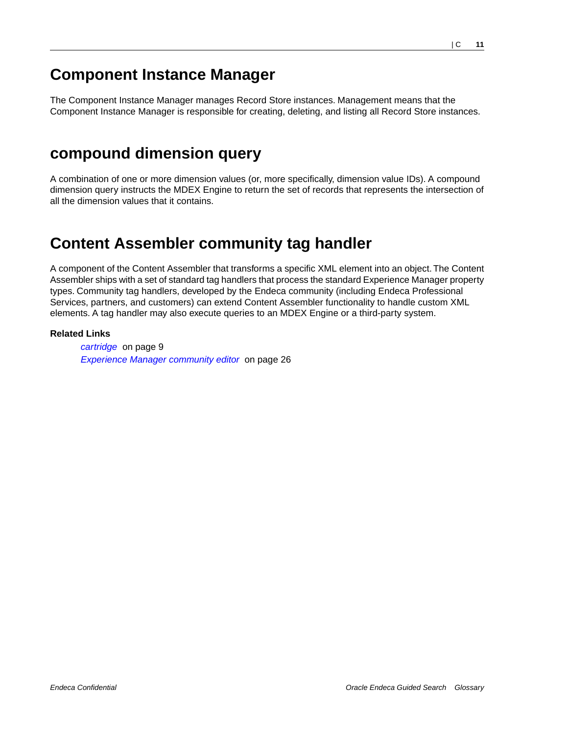# Component Instance Manager

The Component Instance Manager manages Record Store instances. Management means that the Component Instance Manager is responsible for creating, deleting, and listing all Record Store instances.

# compound dimension query

A combination of one or more dimension values (or, more specifically, dimension value IDs). A compound dimension query instructs the MDEX Engine to return the set of records that represents the intersection of all the dimension values that it contains.

# Content Assembler community tag handler

A component of the Content Assembler that transforms a specific XML element into an object. The Content Assembler ships with a set of standard tag handlers that process the standard Experience Manager property types. Community tag handlers, developed by the Endeca community (including Endeca Professional Services, partners, and customers) can extend Content Assembler functionality to handle custom XML elements. A tag handler may also execute queries to an MDEX Engine or a third-party system.

**Related Links**

*cartridge* on page 9
*Experience Manager community editor* on page 26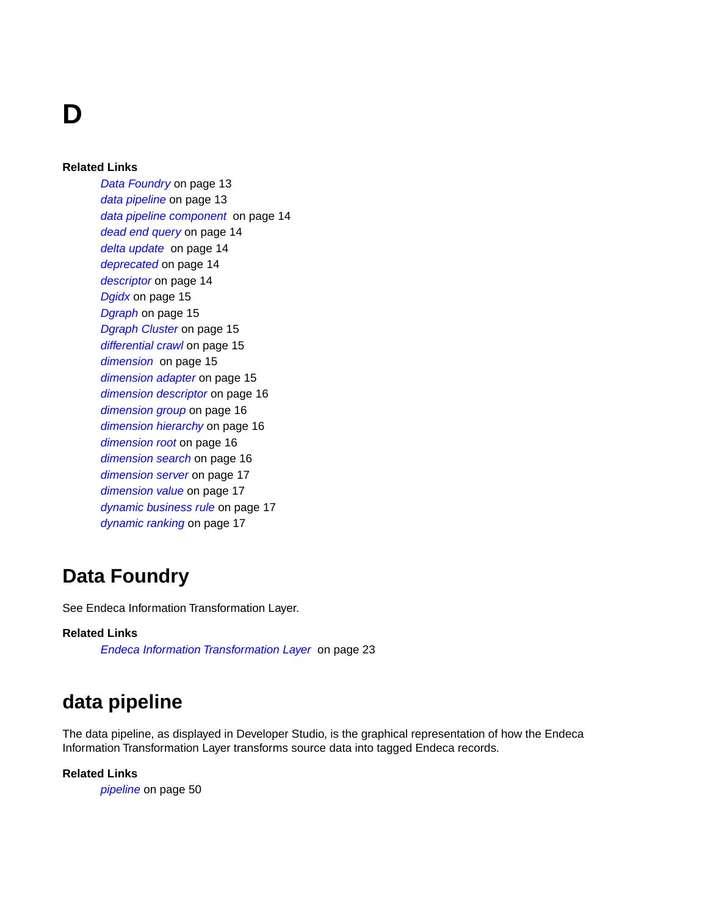# D

**Related Links**

- *Data Foundry* on page 13
- *data pipeline* on page 13
- *data pipeline component* on page 14
- *dead end query* on page 14
- *delta update* on page 14
- *deprecated* on page 14
- *descriptor* on page 14
- *Dgidx* on page 15
- *Dgraph* on page 15
- *Dgraph Cluster* on page 15
- *differential crawl* on page 15
- *dimension* on page 15
- *dimension adapter* on page 15
- *dimension descriptor* on page 16
- *dimension group* on page 16
- *dimension hierarchy* on page 16
- *dimension root* on page 16
- *dimension search* on page 16
- *dimension server* on page 17
- *dimension value* on page 17
- *dynamic business rule* on page 17
- *dynamic ranking* on page 17

## Data Foundry

See Endeca Information Transformation Layer.

**Related Links**

- *Endeca Information Transformation Layer* on page 23

## data pipeline

The data pipeline, as displayed in Developer Studio, is the graphical representation of how the Endeca Information Transformation Layer transforms source data into tagged Endeca records.

**Related Links**

- *pipeline* on page 50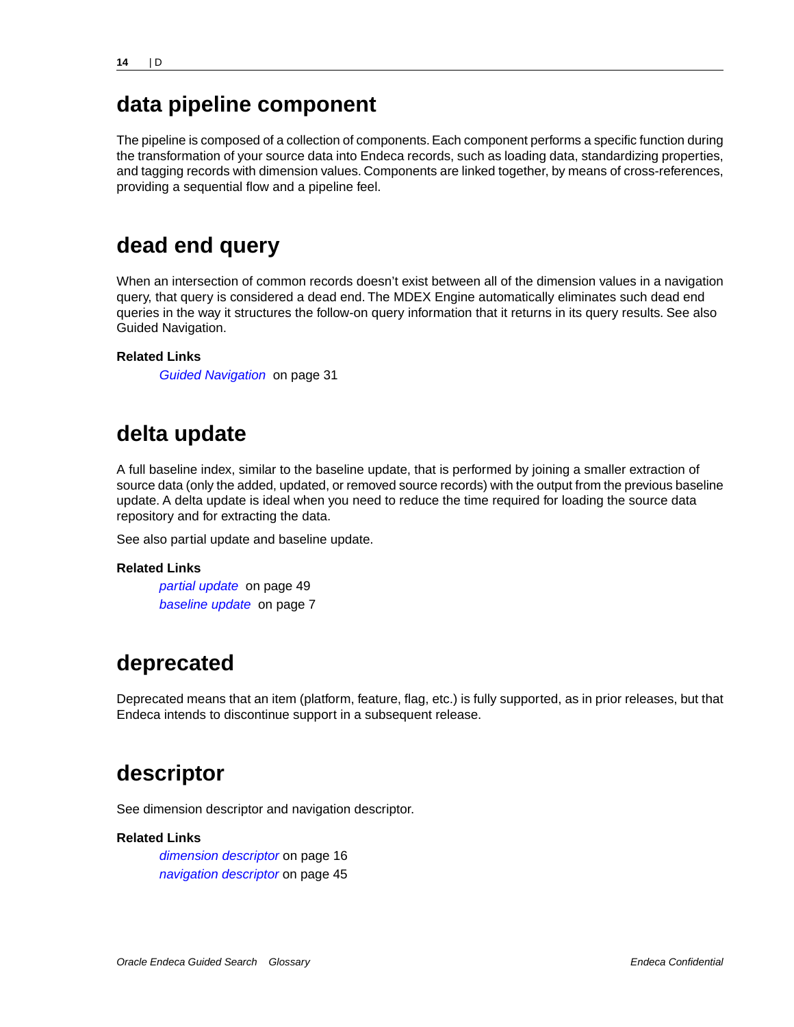## data pipeline component

The pipeline is composed of a collection of components. Each component performs a specific function during the transformation of your source data into Endeca records, such as loading data, standardizing properties, and tagging records with dimension values. Components are linked together, by means of cross-references, providing a sequential flow and a pipeline feel.

## dead end query

When an intersection of common records doesn't exist between all of the dimension values in a navigation query, that query is considered a dead end. The MDEX Engine automatically eliminates such dead end queries in the way it structures the follow-on query information that it returns in its query results. See also Guided Navigation.

**Related Links**

*Guided Navigation* on page 31

## delta update

A full baseline index, similar to the baseline update, that is performed by joining a smaller extraction of source data (only the added, updated, or removed source records) with the output from the previous baseline update. A delta update is ideal when you need to reduce the time required for loading the source data repository and for extracting the data.

See also partial update and baseline update.

**Related Links**

*partial update* on page 49
*baseline update* on page 7

## deprecated

Deprecated means that an item (platform, feature, flag, etc.) is fully supported, as in prior releases, but that Endeca intends to discontinue support in a subsequent release.

## descriptor

See dimension descriptor and navigation descriptor.

**Related Links**

*dimension descriptor* on page 16
*navigation descriptor* on page 45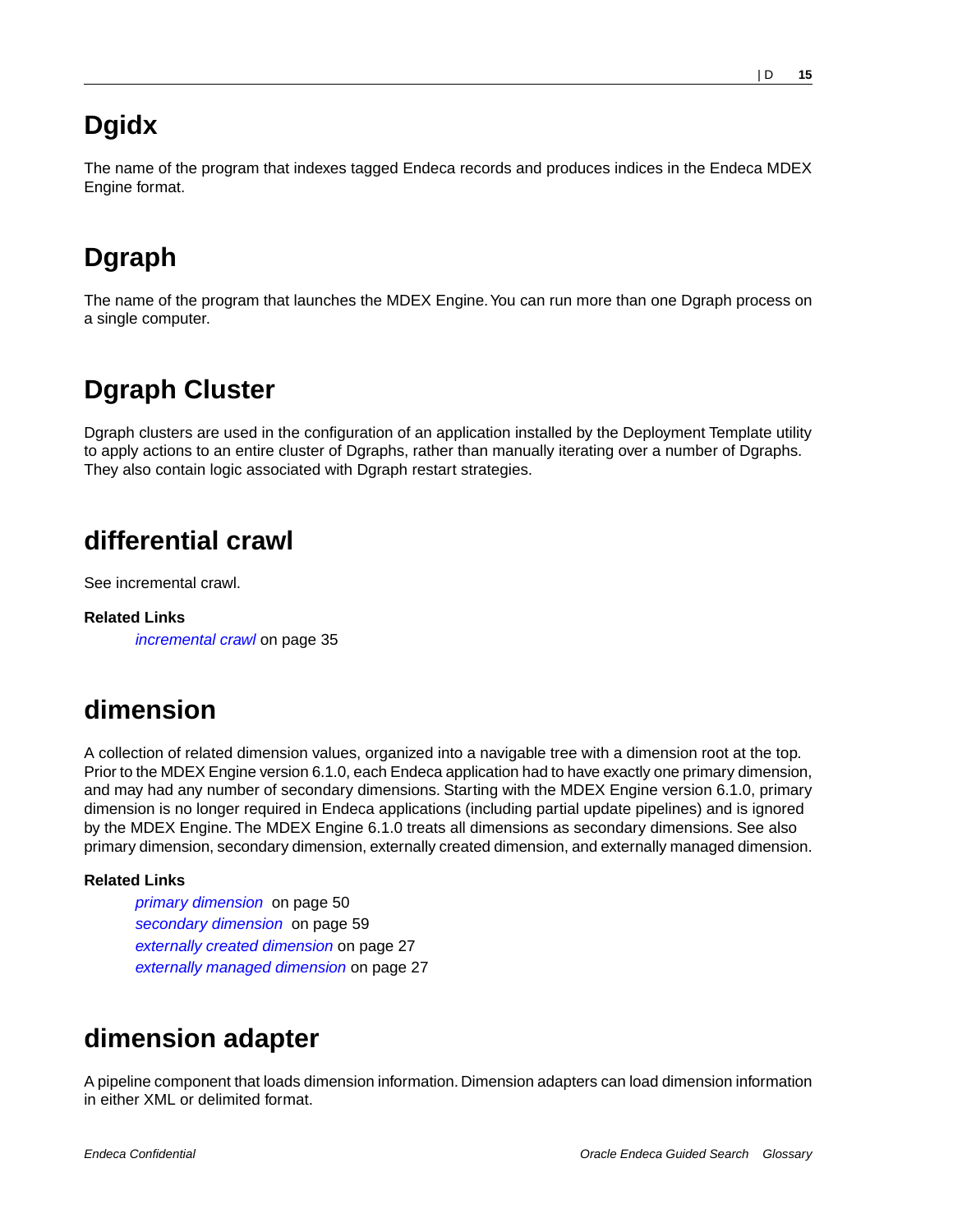# Dgidx

The name of the program that indexes tagged Endeca records and produces indices in the Endeca MDEX Engine format.

# Dgraph

The name of the program that launches the MDEX Engine. You can run more than one Dgraph process on a single computer.

# Dgraph Cluster

Dgraph clusters are used in the configuration of an application installed by the Deployment Template utility to apply actions to an entire cluster of Dgraphs, rather than manually iterating over a number of Dgraphs. They also contain logic associated with Dgraph restart strategies.

# differential crawl

See incremental crawl.

**Related Links**

*incremental crawl* on page 35

# dimension

A collection of related dimension values, organized into a navigable tree with a dimension root at the top. Prior to the MDEX Engine version 6.1.0, each Endeca application had to have exactly one primary dimension, and may had any number of secondary dimensions. Starting with the MDEX Engine version 6.1.0, primary dimension is no longer required in Endeca applications (including partial update pipelines) and is ignored by the MDEX Engine. The MDEX Engine 6.1.0 treats all dimensions as secondary dimensions. See also primary dimension, secondary dimension, externally created dimension, and externally managed dimension.

**Related Links**

*primary dimension* on page 50
*secondary dimension* on page 59
*externally created dimension* on page 27
*externally managed dimension* on page 27

# dimension adapter

A pipeline component that loads dimension information. Dimension adapters can load dimension information in either XML or delimited format.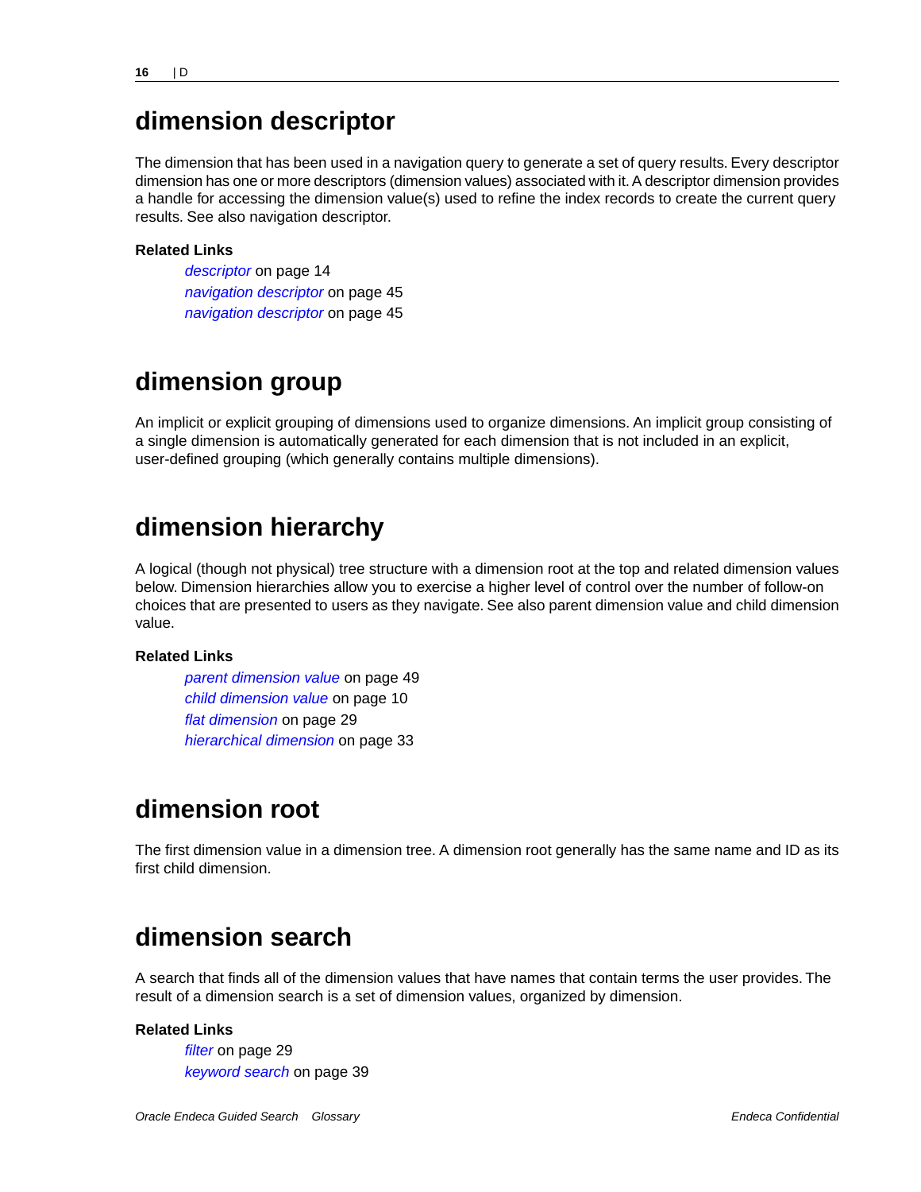## dimension descriptor

The dimension that has been used in a navigation query to generate a set of query results. Every descriptor dimension has one or more descriptors (dimension values) associated with it. A descriptor dimension provides a handle for accessing the dimension value(s) used to refine the index records to create the current query results. See also navigation descriptor.

**Related Links**

*descriptor* on page 14
*navigation descriptor* on page 45
*navigation descriptor* on page 45

## dimension group

An implicit or explicit grouping of dimensions used to organize dimensions. An implicit group consisting of a single dimension is automatically generated for each dimension that is not included in an explicit, user-defined grouping (which generally contains multiple dimensions).

## dimension hierarchy

A logical (though not physical) tree structure with a dimension root at the top and related dimension values below. Dimension hierarchies allow you to exercise a higher level of control over the number of follow-on choices that are presented to users as they navigate. See also parent dimension value and child dimension value.

**Related Links**

*parent dimension value* on page 49
*child dimension value* on page 10
*flat dimension* on page 29
*hierarchical dimension* on page 33

## dimension root

The first dimension value in a dimension tree. A dimension root generally has the same name and ID as its first child dimension.

## dimension search

A search that finds all of the dimension values that have names that contain terms the user provides. The result of a dimension search is a set of dimension values, organized by dimension.

**Related Links**

*filter* on page 29
*keyword search* on page 39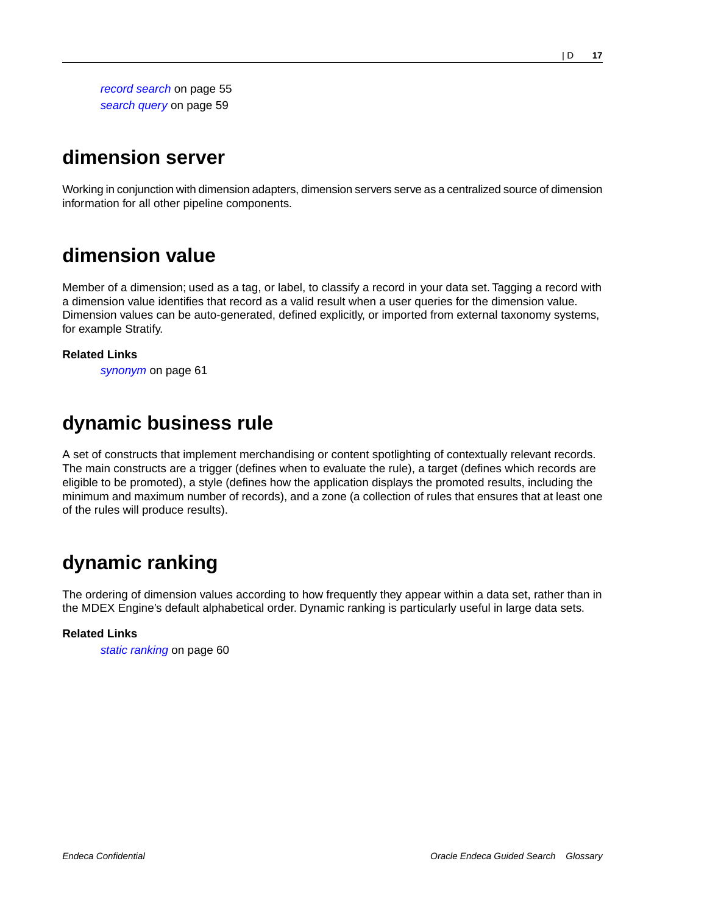*record search* on page 55
*search query* on page 59

## dimension server

Working in conjunction with dimension adapters, dimension servers serve as a centralized source of dimension information for all other pipeline components.

## dimension value

Member of a dimension; used as a tag, or label, to classify a record in your data set. Tagging a record with a dimension value identifies that record as a valid result when a user queries for the dimension value. Dimension values can be auto-generated, defined explicitly, or imported from external taxonomy systems, for example Stratify.

**Related Links**

*synonym* on page 61

## dynamic business rule

A set of constructs that implement merchandising or content spotlighting of contextually relevant records. The main constructs are a trigger (defines when to evaluate the rule), a target (defines which records are eligible to be promoted), a style (defines how the application displays the promoted results, including the minimum and maximum number of records), and a zone (a collection of rules that ensures that at least one of the rules will produce results).

## dynamic ranking

The ordering of dimension values according to how frequently they appear within a data set, rather than in the MDEX Engine's default alphabetical order. Dynamic ranking is particularly useful in large data sets.

**Related Links**

*static ranking* on page 60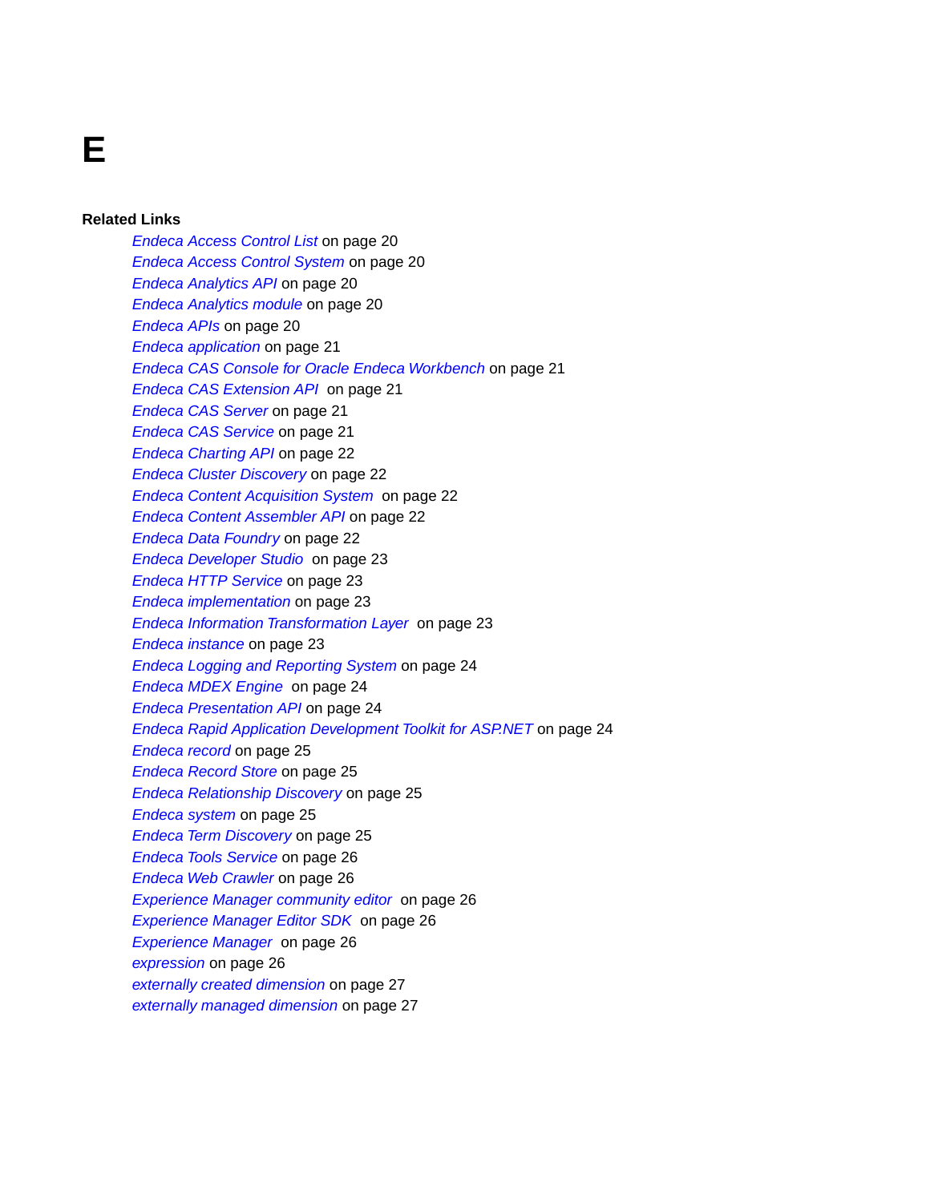# E

**Related Links**

- *Endeca Access Control List* on page 20
- *Endeca Access Control System* on page 20
- *Endeca Analytics API* on page 20
- *Endeca Analytics module* on page 20
- *Endeca APIs* on page 20
- *Endeca application* on page 21
- *Endeca CAS Console for Oracle Endeca Workbench* on page 21
- *Endeca CAS Extension API* on page 21
- *Endeca CAS Server* on page 21
- *Endeca CAS Service* on page 21
- *Endeca Charting API* on page 22
- *Endeca Cluster Discovery* on page 22
- *Endeca Content Acquisition System* on page 22
- *Endeca Content Assembler API* on page 22
- *Endeca Data Foundry* on page 22
- *Endeca Developer Studio* on page 23
- *Endeca HTTP Service* on page 23
- *Endeca implementation* on page 23
- *Endeca Information Transformation Layer* on page 23
- *Endeca instance* on page 23
- *Endeca Logging and Reporting System* on page 24
- *Endeca MDEX Engine* on page 24
- *Endeca Presentation API* on page 24
- *Endeca Rapid Application Development Toolkit for ASP.NET* on page 24
- *Endeca record* on page 25
- *Endeca Record Store* on page 25
- *Endeca Relationship Discovery* on page 25
- *Endeca system* on page 25
- *Endeca Term Discovery* on page 25
- *Endeca Tools Service* on page 26
- *Endeca Web Crawler* on page 26
- *Experience Manager community editor* on page 26
- *Experience Manager Editor SDK* on page 26
- *Experience Manager* on page 26
- *expression* on page 26
- *externally created dimension* on page 27
- *externally managed dimension* on page 27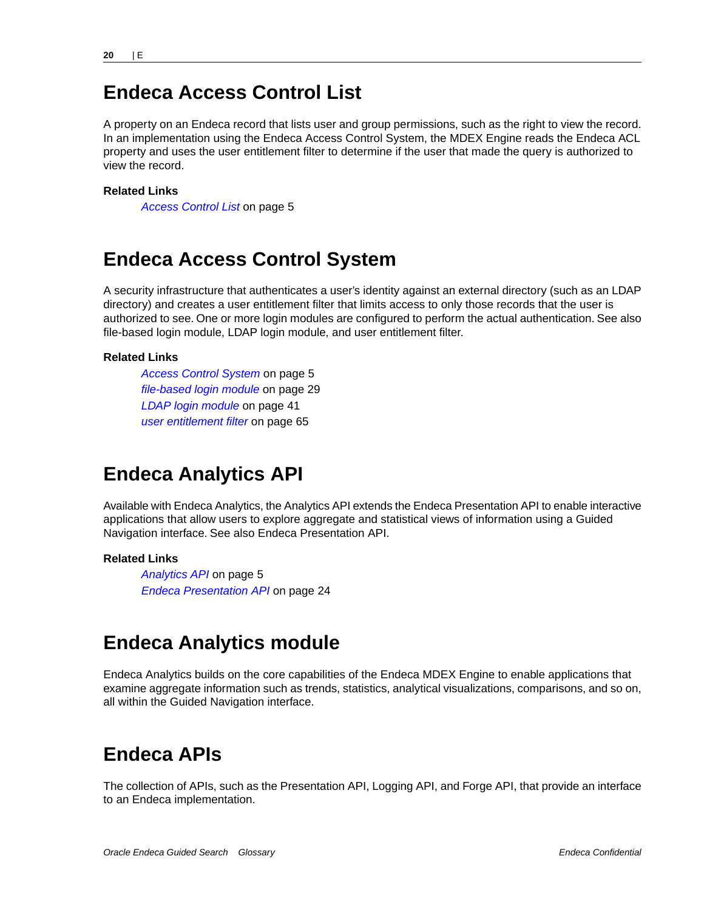# Endeca Access Control List

A property on an Endeca record that lists user and group permissions, such as the right to view the record. In an implementation using the Endeca Access Control System, the MDEX Engine reads the Endeca ACL property and uses the user entitlement filter to determine if the user that made the query is authorized to view the record.

**Related Links**

*Access Control List* on page 5

# Endeca Access Control System

A security infrastructure that authenticates a user's identity against an external directory (such as an LDAP directory) and creates a user entitlement filter that limits access to only those records that the user is authorized to see. One or more login modules are configured to perform the actual authentication. See also file-based login module, LDAP login module, and user entitlement filter.

**Related Links**

*Access Control System* on page 5
*file-based login module* on page 29
*LDAP login module* on page 41
*user entitlement filter* on page 65

# Endeca Analytics API

Available with Endeca Analytics, the Analytics API extends the Endeca Presentation API to enable interactive applications that allow users to explore aggregate and statistical views of information using a Guided Navigation interface. See also Endeca Presentation API.

**Related Links**

*Analytics API* on page 5
*Endeca Presentation API* on page 24

# Endeca Analytics module

Endeca Analytics builds on the core capabilities of the Endeca MDEX Engine to enable applications that examine aggregate information such as trends, statistics, analytical visualizations, comparisons, and so on, all within the Guided Navigation interface.

# Endeca APIs

The collection of APIs, such as the Presentation API, Logging API, and Forge API, that provide an interface to an Endeca implementation.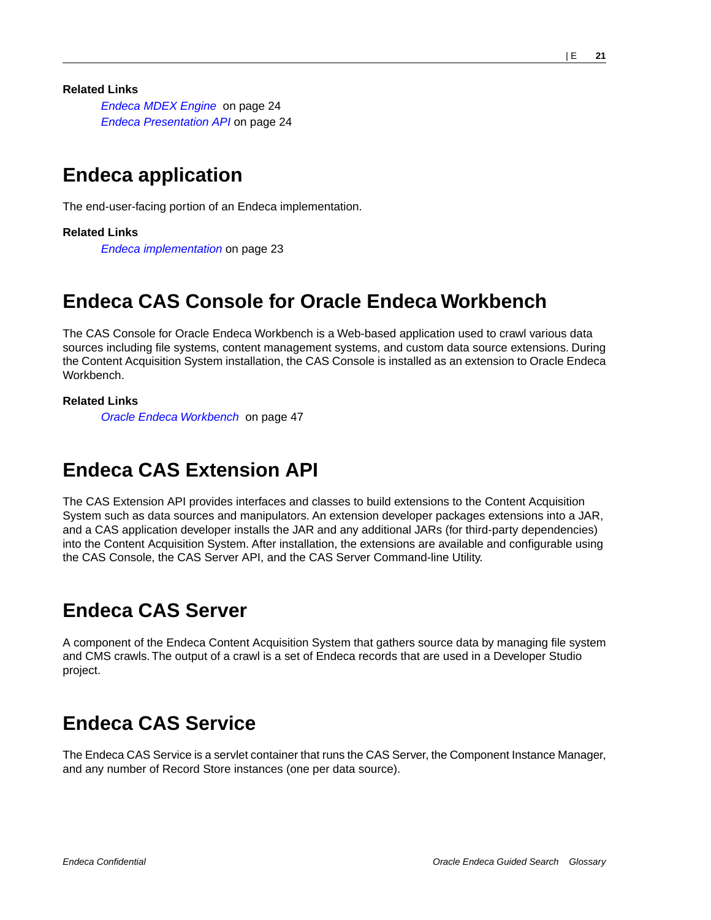**Related Links**

*Endeca MDEX Engine* on page 24
*Endeca Presentation API* on page 24

## Endeca application

The end-user-facing portion of an Endeca implementation.

**Related Links**

*Endeca implementation* on page 23

## Endeca CAS Console for Oracle Endeca Workbench

The CAS Console for Oracle Endeca Workbench is a Web-based application used to crawl various data sources including file systems, content management systems, and custom data source extensions. During the Content Acquisition System installation, the CAS Console is installed as an extension to Oracle Endeca Workbench.

**Related Links**

*Oracle Endeca Workbench* on page 47

## Endeca CAS Extension API

The CAS Extension API provides interfaces and classes to build extensions to the Content Acquisition System such as data sources and manipulators. An extension developer packages extensions into a JAR, and a CAS application developer installs the JAR and any additional JARs (for third-party dependencies) into the Content Acquisition System. After installation, the extensions are available and configurable using the CAS Console, the CAS Server API, and the CAS Server Command-line Utility.

## Endeca CAS Server

A component of the Endeca Content Acquisition System that gathers source data by managing file system and CMS crawls. The output of a crawl is a set of Endeca records that are used in a Developer Studio project.

## Endeca CAS Service

The Endeca CAS Service is a servlet container that runs the CAS Server, the Component Instance Manager, and any number of Record Store instances (one per data source).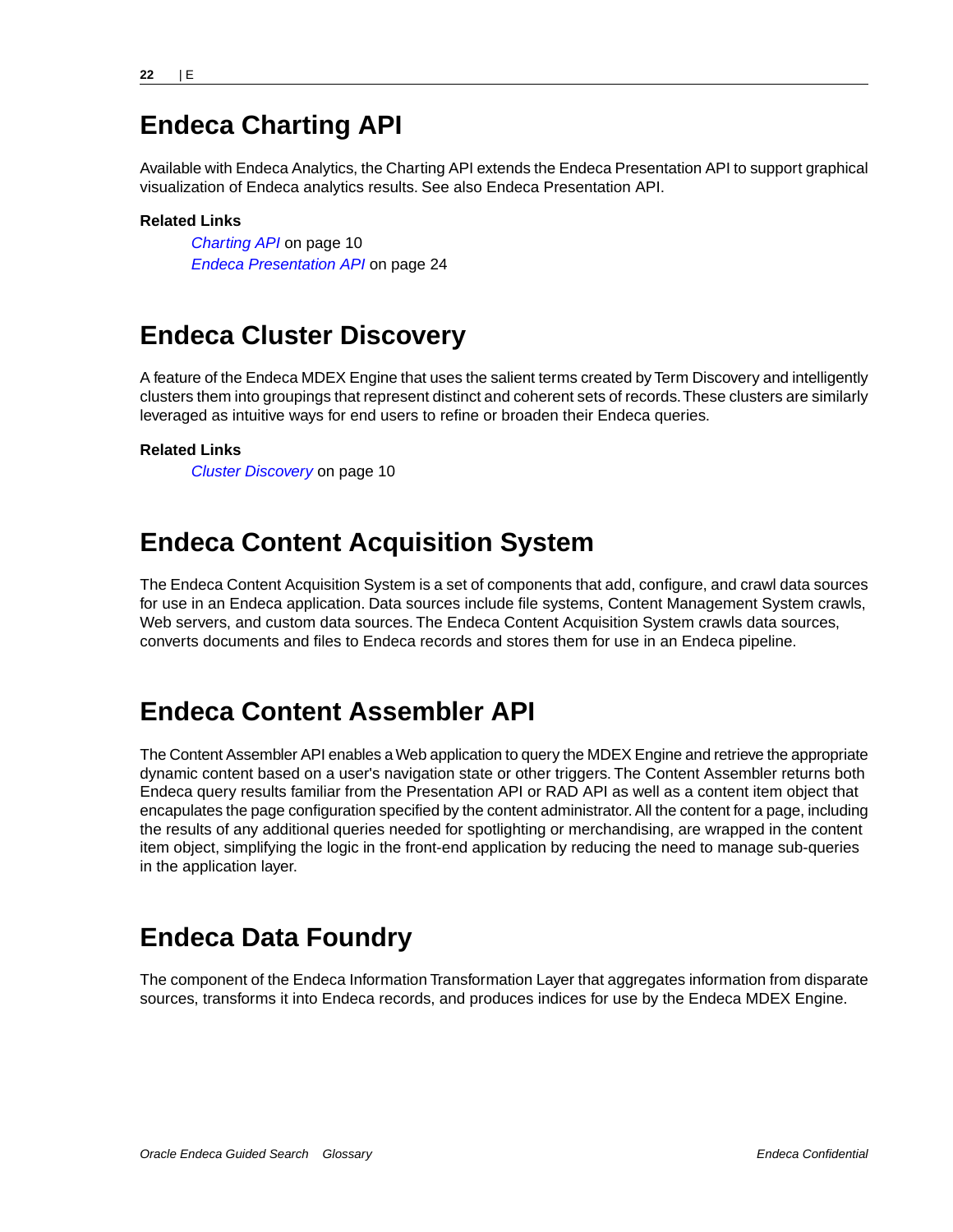## Endeca Charting API

Available with Endeca Analytics, the Charting API extends the Endeca Presentation API to support graphical visualization of Endeca analytics results. See also Endeca Presentation API.

**Related Links**

*Charting API* on page 10
*Endeca Presentation API* on page 24

## Endeca Cluster Discovery

A feature of the Endeca MDEX Engine that uses the salient terms created by Term Discovery and intelligently clusters them into groupings that represent distinct and coherent sets of records. These clusters are similarly leveraged as intuitive ways for end users to refine or broaden their Endeca queries.

**Related Links**

*Cluster Discovery* on page 10

## Endeca Content Acquisition System

The Endeca Content Acquisition System is a set of components that add, configure, and crawl data sources for use in an Endeca application. Data sources include file systems, Content Management System crawls, Web servers, and custom data sources. The Endeca Content Acquisition System crawls data sources, converts documents and files to Endeca records and stores them for use in an Endeca pipeline.

## Endeca Content Assembler API

The Content Assembler API enables a Web application to query the MDEX Engine and retrieve the appropriate dynamic content based on a user's navigation state or other triggers. The Content Assembler returns both Endeca query results familiar from the Presentation API or RAD API as well as a content item object that encapulates the page configuration specified by the content administrator. All the content for a page, including the results of any additional queries needed for spotlighting or merchandising, are wrapped in the content item object, simplifying the logic in the front-end application by reducing the need to manage sub-queries in the application layer.

## Endeca Data Foundry

The component of the Endeca Information Transformation Layer that aggregates information from disparate sources, transforms it into Endeca records, and produces indices for use by the Endeca MDEX Engine.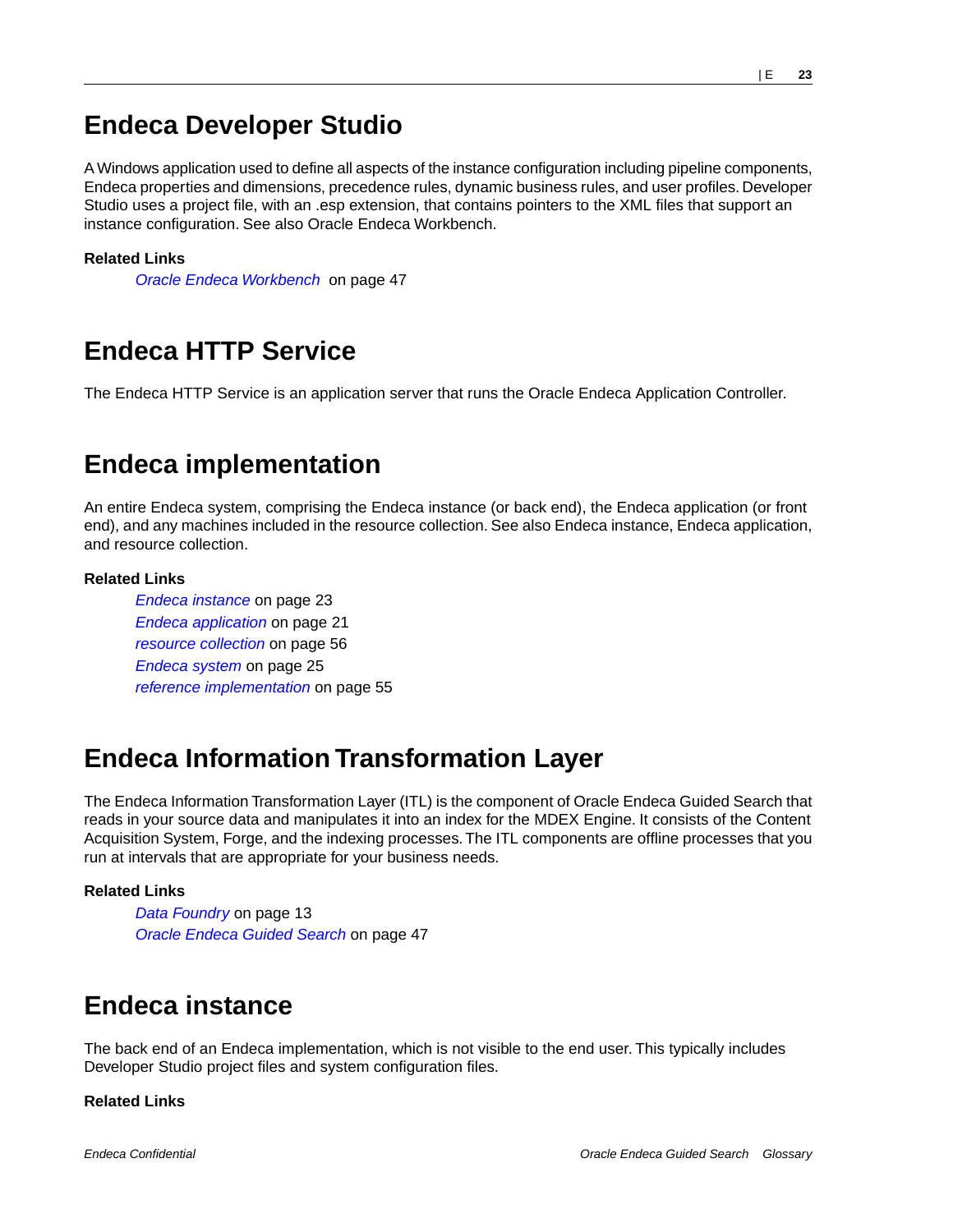# Endeca Developer Studio

A Windows application used to define all aspects of the instance configuration including pipeline components, Endeca properties and dimensions, precedence rules, dynamic business rules, and user profiles. Developer Studio uses a project file, with an .esp extension, that contains pointers to the XML files that support an instance configuration. See also Oracle Endeca Workbench.

**Related Links**

*Oracle Endeca Workbench* on page 47

# Endeca HTTP Service

The Endeca HTTP Service is an application server that runs the Oracle Endeca Application Controller.

# Endeca implementation

An entire Endeca system, comprising the Endeca instance (or back end), the Endeca application (or front end), and any machines included in the resource collection. See also Endeca instance, Endeca application, and resource collection.

**Related Links**

*Endeca instance* on page 23
*Endeca application* on page 21
*resource collection* on page 56
*Endeca system* on page 25
*reference implementation* on page 55

# Endeca Information Transformation Layer

The Endeca Information Transformation Layer (ITL) is the component of Oracle Endeca Guided Search that reads in your source data and manipulates it into an index for the MDEX Engine. It consists of the Content Acquisition System, Forge, and the indexing processes. The ITL components are offline processes that you run at intervals that are appropriate for your business needs.

**Related Links**

*Data Foundry* on page 13
*Oracle Endeca Guided Search* on page 47

# Endeca instance

The back end of an Endeca implementation, which is not visible to the end user. This typically includes Developer Studio project files and system configuration files.

**Related Links**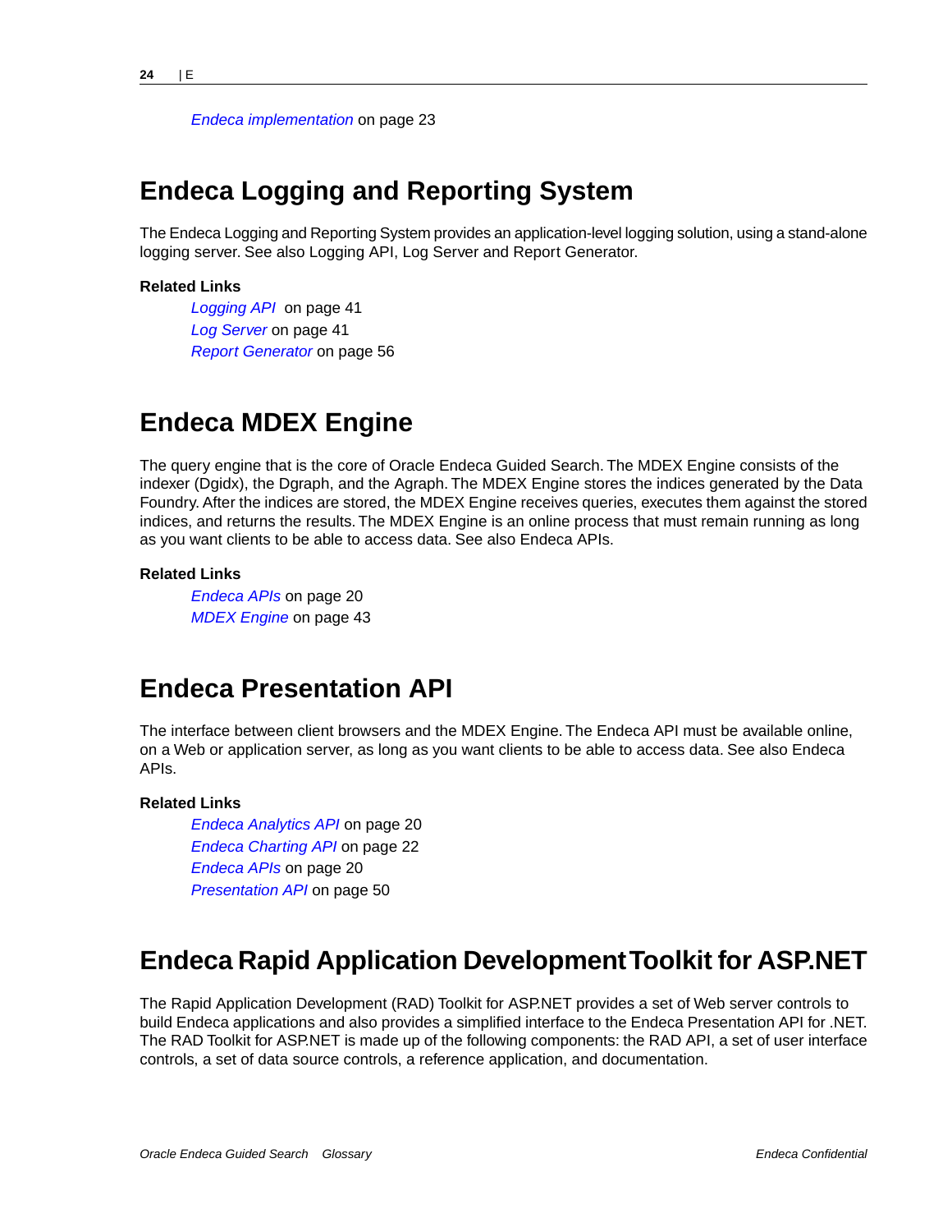*Endeca implementation* on page 23

## Endeca Logging and Reporting System

The Endeca Logging and Reporting System provides an application-level logging solution, using a stand-alone logging server. See also Logging API, Log Server and Report Generator.

**Related Links**

*Logging API* on page 41
*Log Server* on page 41
*Report Generator* on page 56

## Endeca MDEX Engine

The query engine that is the core of Oracle Endeca Guided Search. The MDEX Engine consists of the indexer (Dgidx), the Dgraph, and the Agraph. The MDEX Engine stores the indices generated by the Data Foundry. After the indices are stored, the MDEX Engine receives queries, executes them against the stored indices, and returns the results. The MDEX Engine is an online process that must remain running as long as you want clients to be able to access data. See also Endeca APIs.

**Related Links**

*Endeca APIs* on page 20
*MDEX Engine* on page 43

## Endeca Presentation API

The interface between client browsers and the MDEX Engine. The Endeca API must be available online, on a Web or application server, as long as you want clients to be able to access data. See also Endeca APIs.

**Related Links**

*Endeca Analytics API* on page 20
*Endeca Charting API* on page 22
*Endeca APIs* on page 20
*Presentation API* on page 50

## Endeca Rapid Application Development Toolkit for ASP.NET

The Rapid Application Development (RAD) Toolkit for ASP.NET provides a set of Web server controls to build Endeca applications and also provides a simplified interface to the Endeca Presentation API for .NET. The RAD Toolkit for ASP.NET is made up of the following components: the RAD API, a set of user interface controls, a set of data source controls, a reference application, and documentation.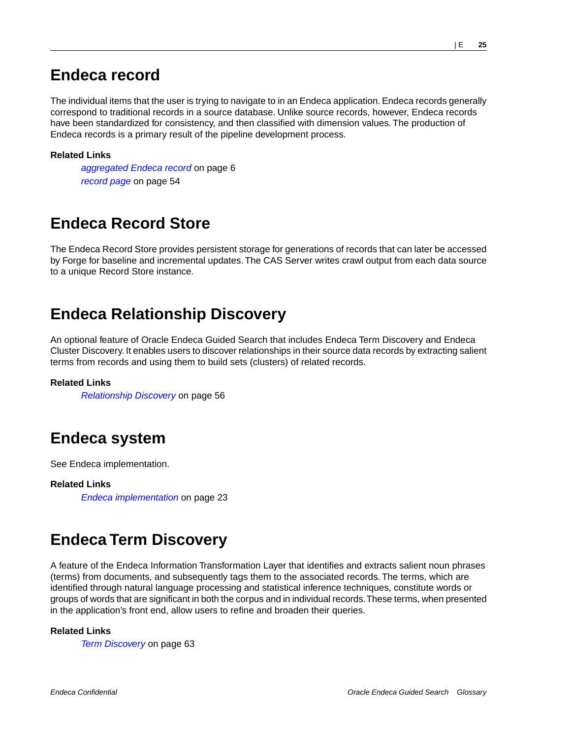# Endeca record

The individual items that the user is trying to navigate to in an Endeca application. Endeca records generally correspond to traditional records in a source database. Unlike source records, however, Endeca records have been standardized for consistency, and then classified with dimension values. The production of Endeca records is a primary result of the pipeline development process.

**Related Links**

*aggregated Endeca record* on page 6

*record page* on page 54

# Endeca Record Store

The Endeca Record Store provides persistent storage for generations of records that can later be accessed by Forge for baseline and incremental updates. The CAS Server writes crawl output from each data source to a unique Record Store instance.

# Endeca Relationship Discovery

An optional feature of Oracle Endeca Guided Search that includes Endeca Term Discovery and Endeca Cluster Discovery. It enables users to discover relationships in their source data records by extracting salient terms from records and using them to build sets (clusters) of related records.

**Related Links**

*Relationship Discovery* on page 56

# Endeca system

See Endeca implementation.

**Related Links**

*Endeca implementation* on page 23

# Endeca Term Discovery

A feature of the Endeca Information Transformation Layer that identifies and extracts salient noun phrases (terms) from documents, and subsequently tags them to the associated records. The terms, which are identified through natural language processing and statistical inference techniques, constitute words or groups of words that are significant in both the corpus and in individual records. These terms, when presented in the application's front end, allow users to refine and broaden their queries.

**Related Links**

*Term Discovery* on page 63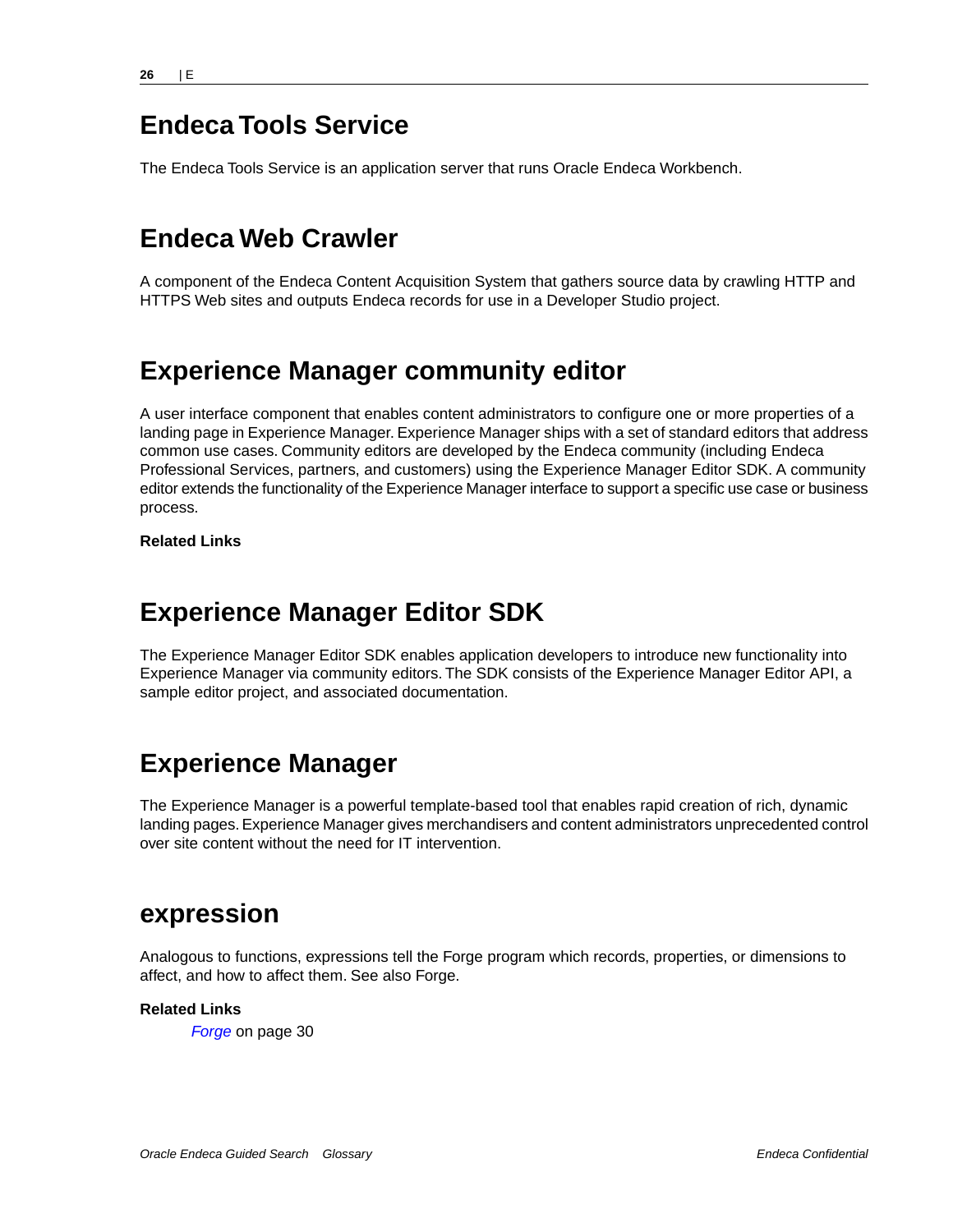## Endeca Tools Service

The Endeca Tools Service is an application server that runs Oracle Endeca Workbench.

## Endeca Web Crawler

A component of the Endeca Content Acquisition System that gathers source data by crawling HTTP and HTTPS Web sites and outputs Endeca records for use in a Developer Studio project.

## Experience Manager community editor

A user interface component that enables content administrators to configure one or more properties of a landing page in Experience Manager. Experience Manager ships with a set of standard editors that address common use cases. Community editors are developed by the Endeca community (including Endeca Professional Services, partners, and customers) using the Experience Manager Editor SDK. A community editor extends the functionality of the Experience Manager interface to support a specific use case or business process.

**Related Links**

## Experience Manager Editor SDK

The Experience Manager Editor SDK enables application developers to introduce new functionality into Experience Manager via community editors. The SDK consists of the Experience Manager Editor API, a sample editor project, and associated documentation.

## Experience Manager

The Experience Manager is a powerful template-based tool that enables rapid creation of rich, dynamic landing pages. Experience Manager gives merchandisers and content administrators unprecedented control over site content without the need for IT intervention.

## expression

Analogous to functions, expressions tell the Forge program which records, properties, or dimensions to affect, and how to affect them. See also Forge.

**Related Links**

*Forge* on page 30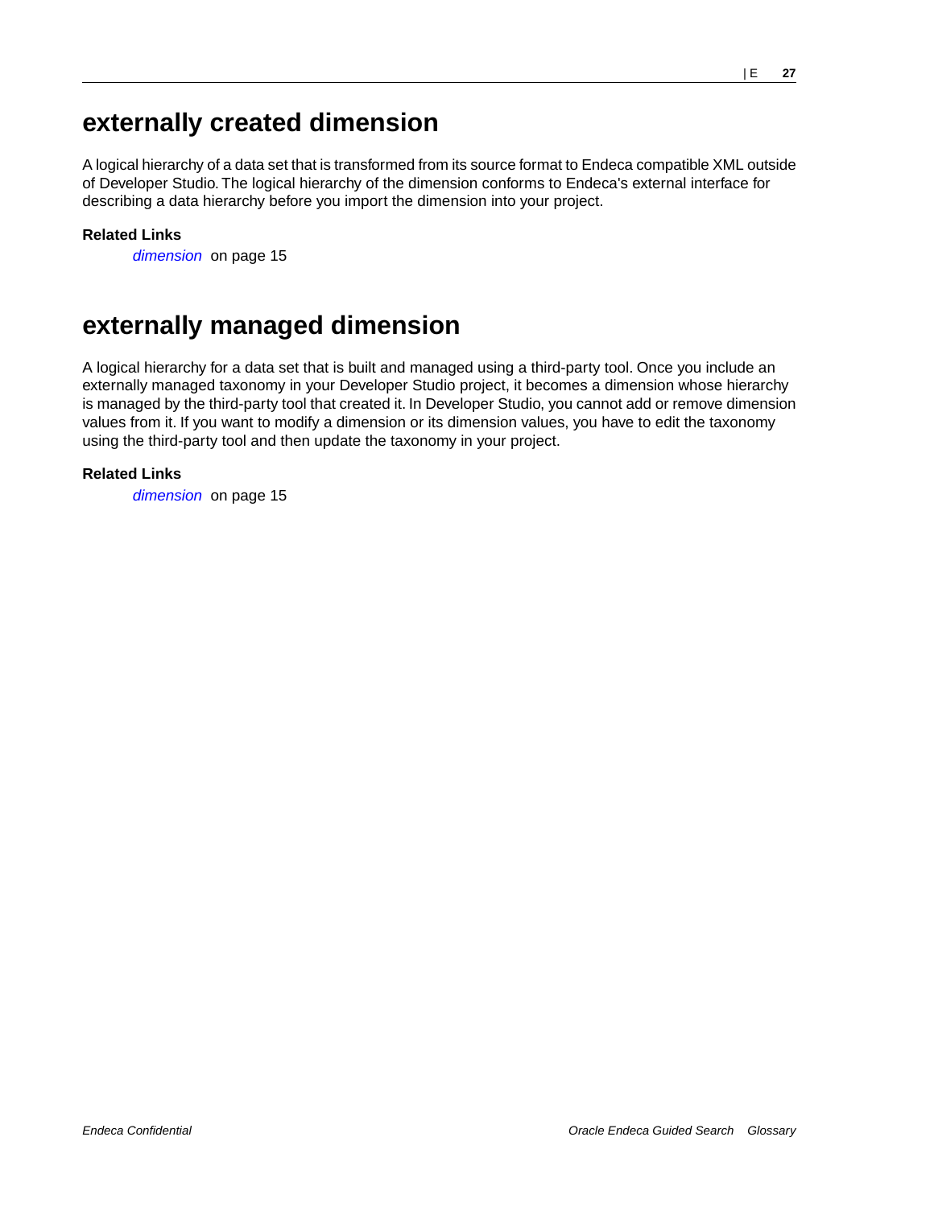# externally created dimension

A logical hierarchy of a data set that is transformed from its source format to Endeca compatible XML outside of Developer Studio. The logical hierarchy of the dimension conforms to Endeca's external interface for describing a data hierarchy before you import the dimension into your project.

**Related Links**

*dimension* on page 15

# externally managed dimension

A logical hierarchy for a data set that is built and managed using a third-party tool. Once you include an externally managed taxonomy in your Developer Studio project, it becomes a dimension whose hierarchy is managed by the third-party tool that created it. In Developer Studio, you cannot add or remove dimension values from it. If you want to modify a dimension or its dimension values, you have to edit the taxonomy using the third-party tool and then update the taxonomy in your project.

**Related Links**

*dimension* on page 15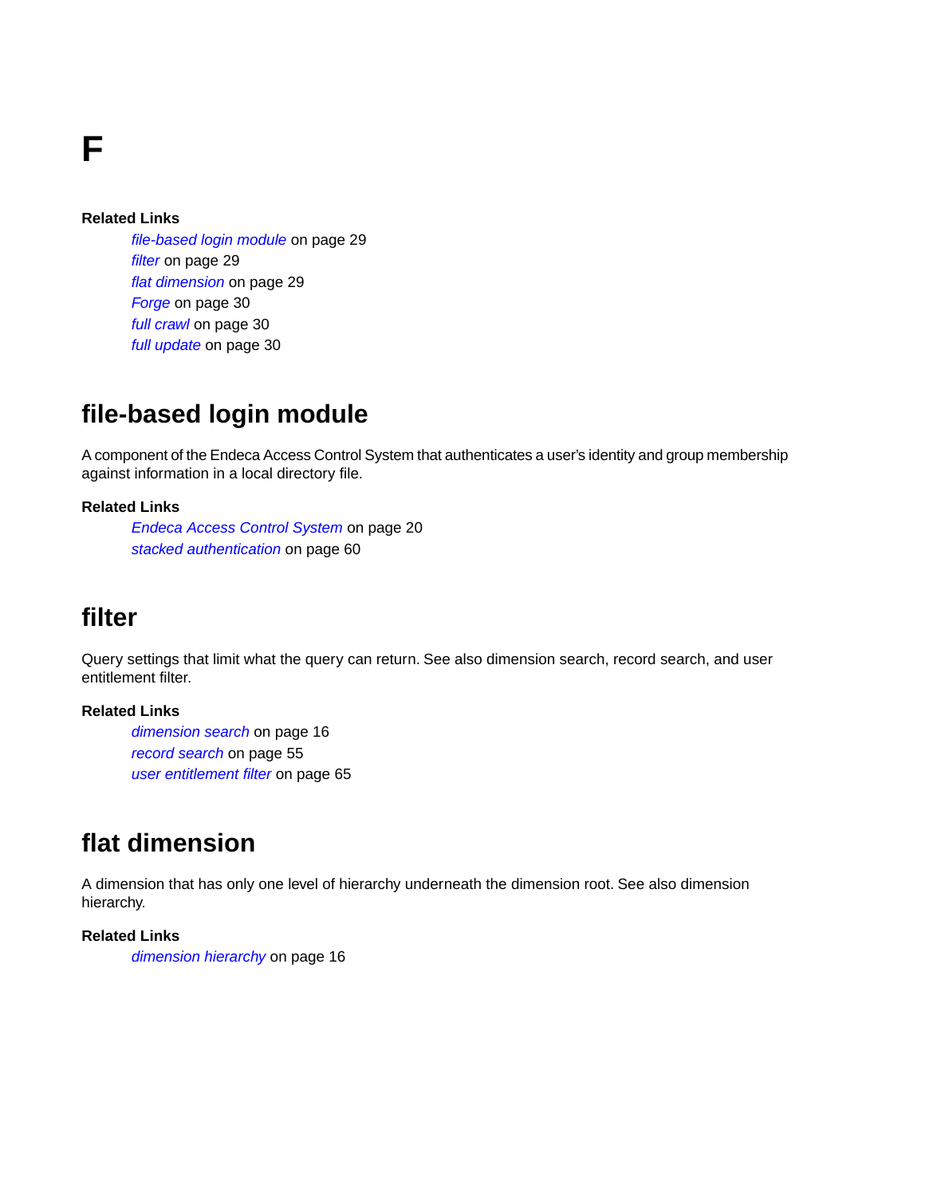# F

**Related Links**

*file-based login module* on page 29
*filter* on page 29
*flat dimension* on page 29
*Forge* on page 30
*full crawl* on page 30
*full update* on page 30

## file-based login module

A component of the Endeca Access Control System that authenticates a user's identity and group membership against information in a local directory file.

**Related Links**

*Endeca Access Control System* on page 20
*stacked authentication* on page 60

## filter

Query settings that limit what the query can return. See also dimension search, record search, and user entitlement filter.

**Related Links**

*dimension search* on page 16
*record search* on page 55
*user entitlement filter* on page 65

## flat dimension

A dimension that has only one level of hierarchy underneath the dimension root. See also dimension hierarchy.

**Related Links**

*dimension hierarchy* on page 16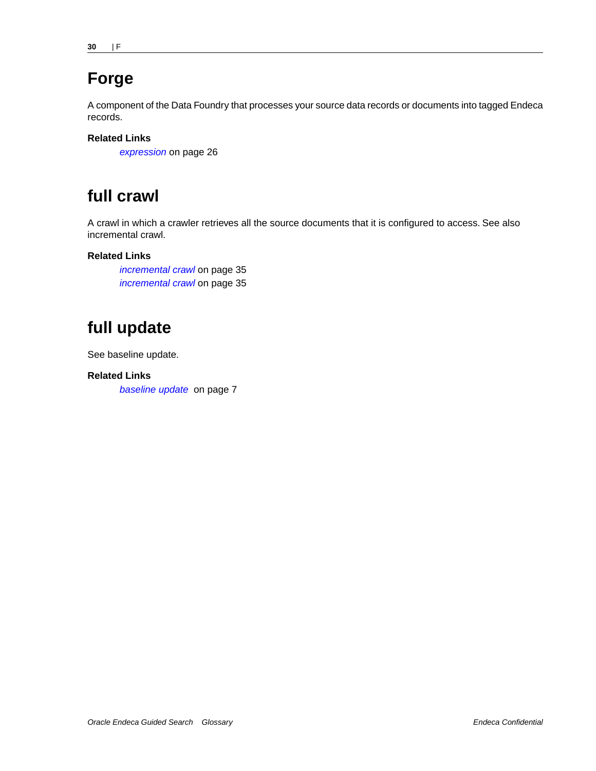# Forge

A component of the Data Foundry that processes your source data records or documents into tagged Endeca records.

**Related Links**

*expression* on page 26

# full crawl

A crawl in which a crawler retrieves all the source documents that it is configured to access. See also incremental crawl.

**Related Links**

*incremental crawl* on page 35
*incremental crawl* on page 35

# full update

See baseline update.

**Related Links**

*baseline update* on page 7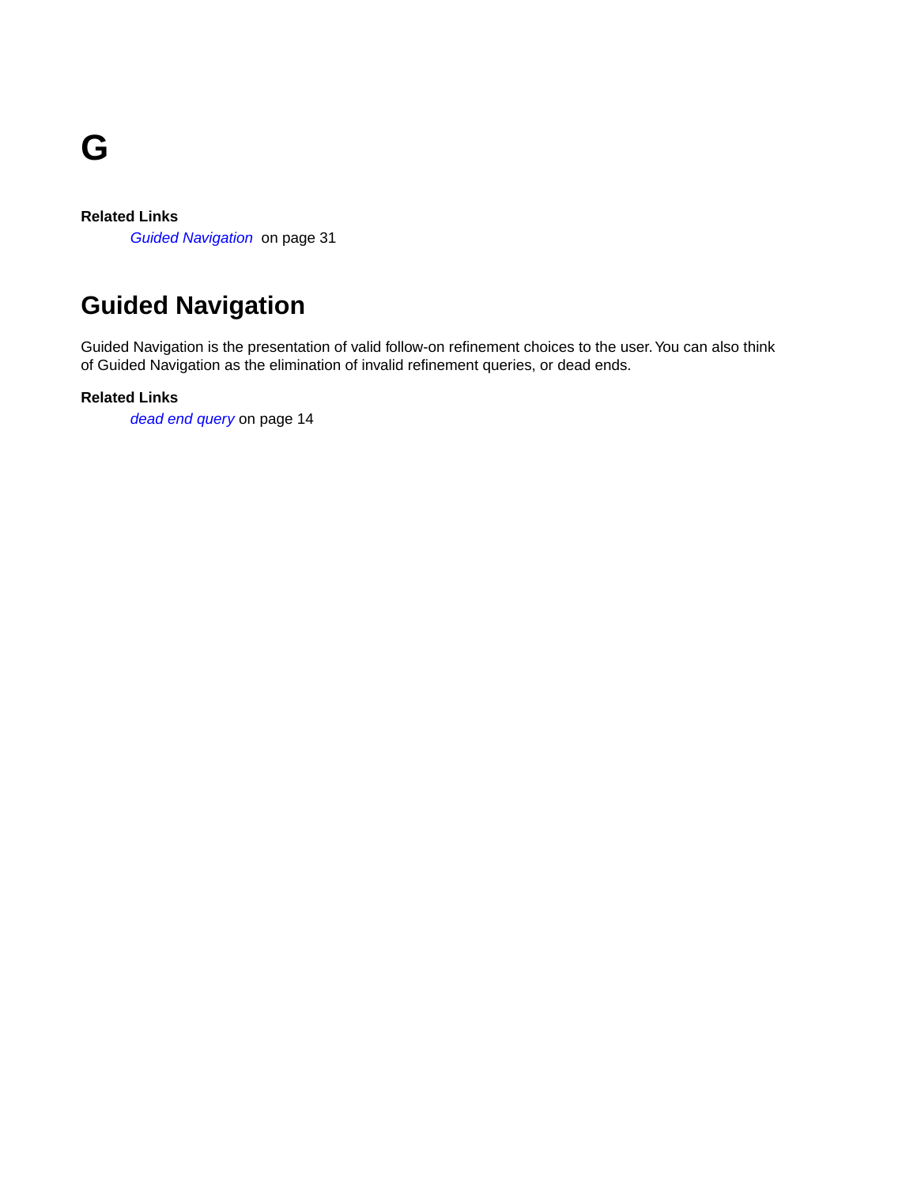# G

**Related Links**

*Guided Navigation* on page 31

## Guided Navigation

Guided Navigation is the presentation of valid follow-on refinement choices to the user. You can also think of Guided Navigation as the elimination of invalid refinement queries, or dead ends.

**Related Links**

*dead end query* on page 14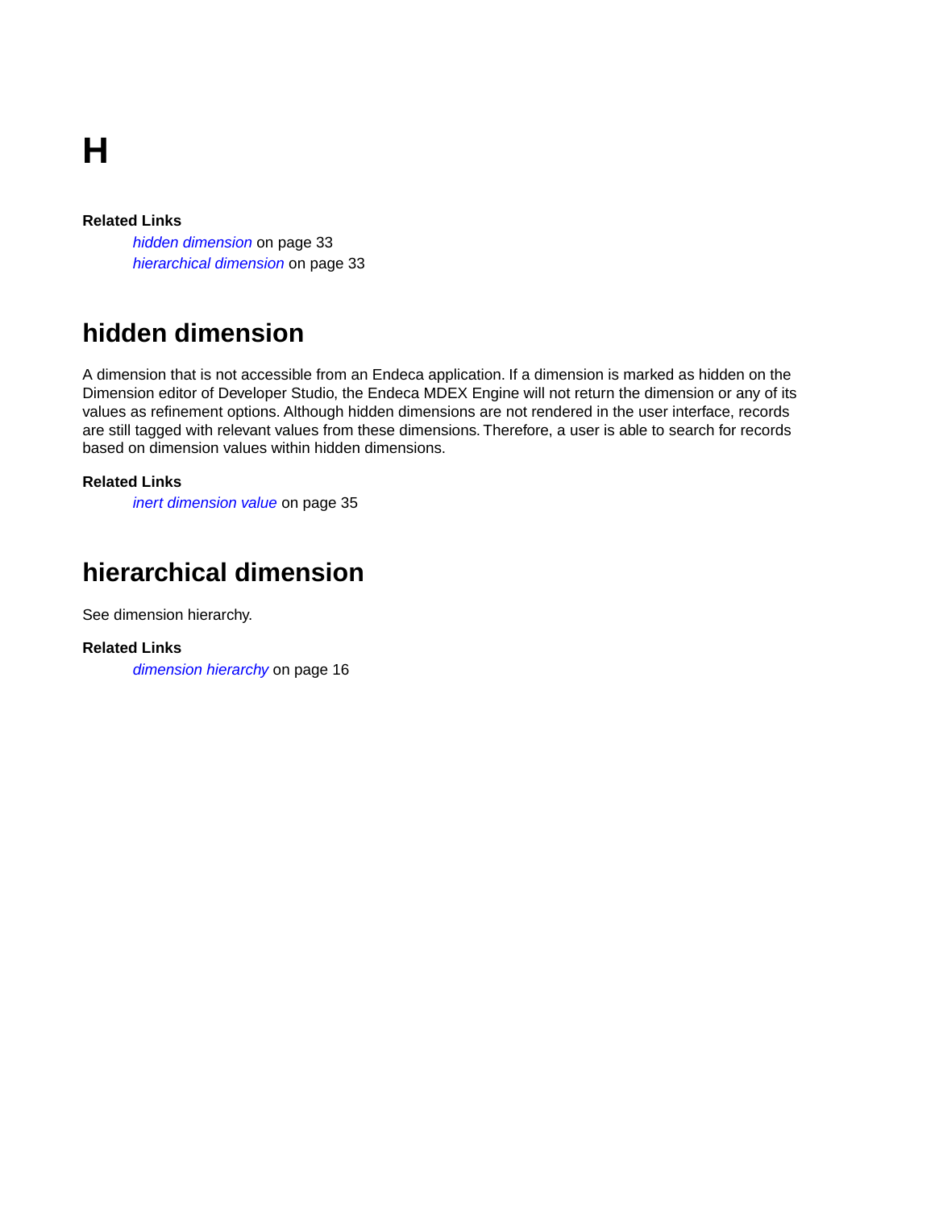# H

**Related Links**

*hidden dimension* on page 33
*hierarchical dimension* on page 33

## hidden dimension

A dimension that is not accessible from an Endeca application. If a dimension is marked as hidden on the Dimension editor of Developer Studio, the Endeca MDEX Engine will not return the dimension or any of its values as refinement options. Although hidden dimensions are not rendered in the user interface, records are still tagged with relevant values from these dimensions. Therefore, a user is able to search for records based on dimension values within hidden dimensions.

**Related Links**

*inert dimension value* on page 35

## hierarchical dimension

See dimension hierarchy.

**Related Links**

*dimension hierarchy* on page 16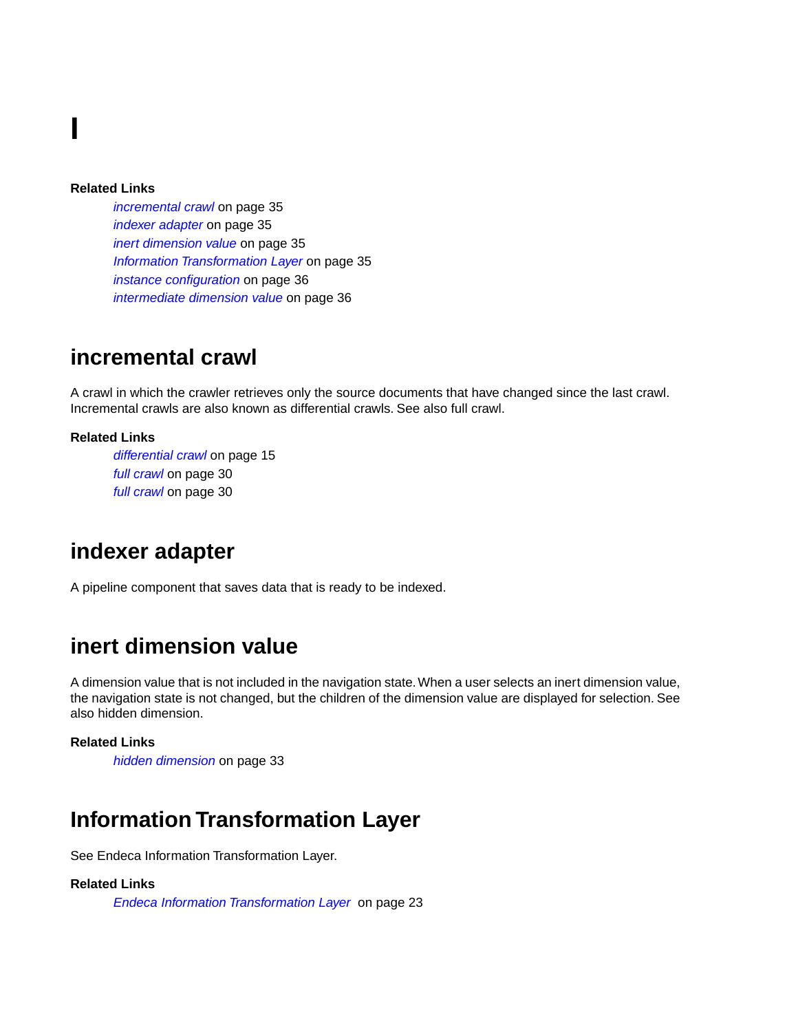# I

**Related Links**

*incremental crawl* on page 35
*indexer adapter* on page 35
*inert dimension value* on page 35
*Information Transformation Layer* on page 35
*instance configuration* on page 36
*intermediate dimension value* on page 36

## incremental crawl

A crawl in which the crawler retrieves only the source documents that have changed since the last crawl. Incremental crawls are also known as differential crawls. See also full crawl.

**Related Links**

*differential crawl* on page 15
*full crawl* on page 30
*full crawl* on page 30

## indexer adapter

A pipeline component that saves data that is ready to be indexed.

## inert dimension value

A dimension value that is not included in the navigation state. When a user selects an inert dimension value, the navigation state is not changed, but the children of the dimension value are displayed for selection. See also hidden dimension.

**Related Links**

*hidden dimension* on page 33

## Information Transformation Layer

See Endeca Information Transformation Layer.

**Related Links**

*Endeca Information Transformation Layer* on page 23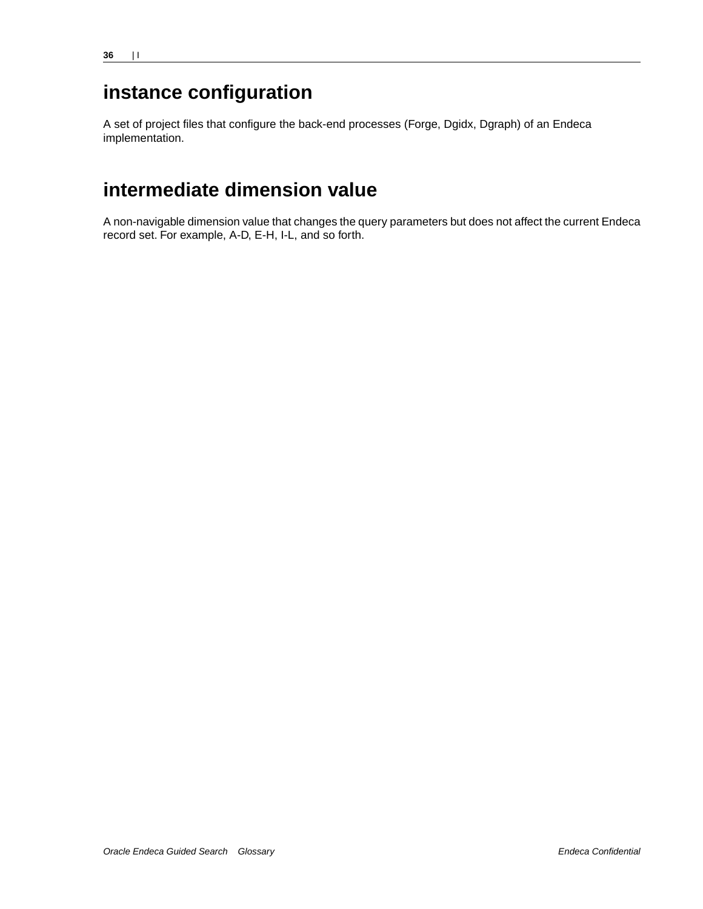## instance configuration

A set of project files that configure the back-end processes (Forge, Dgidx, Dgraph) of an Endeca implementation.

## intermediate dimension value

A non-navigable dimension value that changes the query parameters but does not affect the current Endeca record set. For example, A-D, E-H, I-L, and so forth.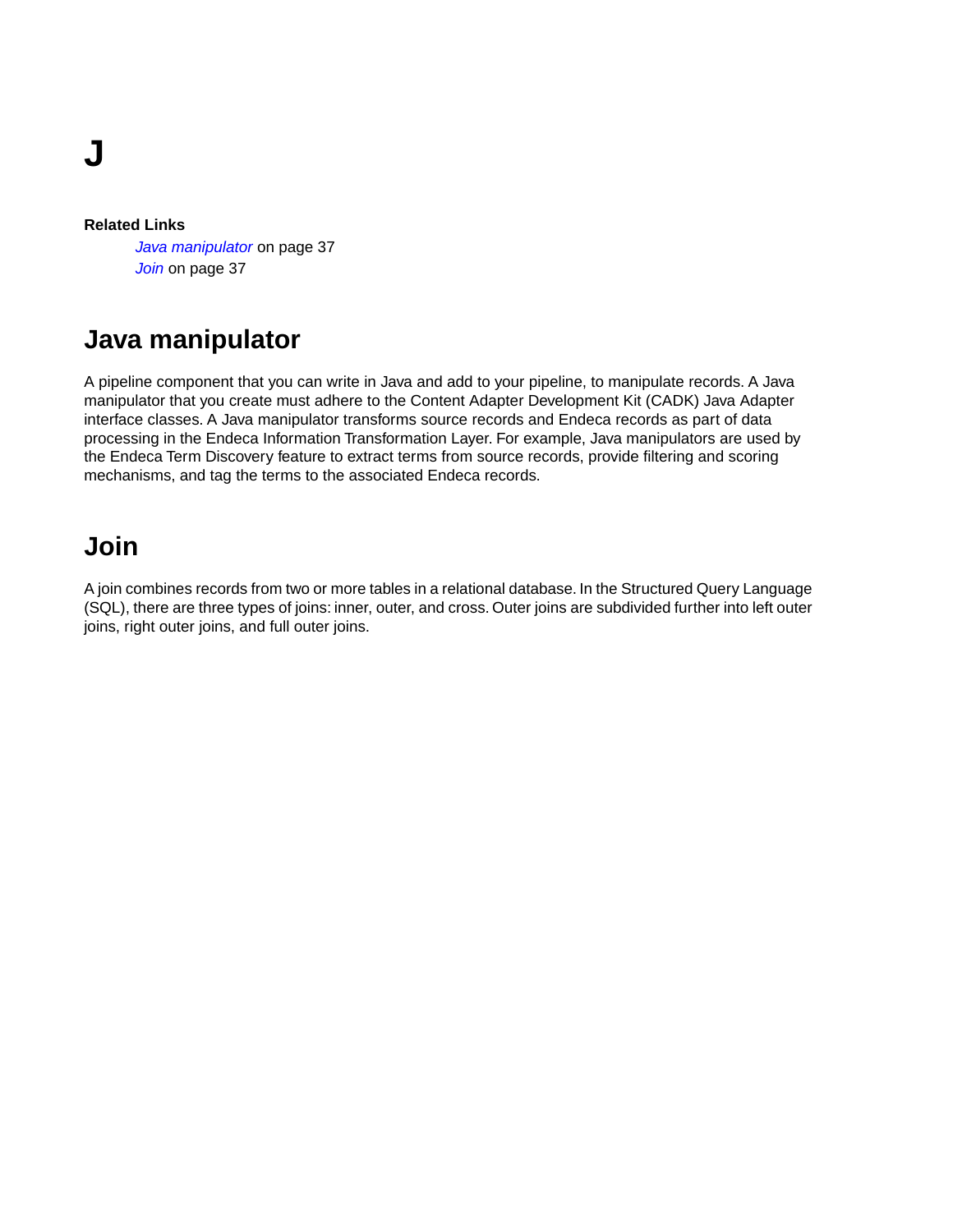# J

**Related Links**

*Java manipulator* on page 37
*Join* on page 37

## Java manipulator

A pipeline component that you can write in Java and add to your pipeline, to manipulate records. A Java manipulator that you create must adhere to the Content Adapter Development Kit (CADK) Java Adapter interface classes. A Java manipulator transforms source records and Endeca records as part of data processing in the Endeca Information Transformation Layer. For example, Java manipulators are used by the Endeca Term Discovery feature to extract terms from source records, provide filtering and scoring mechanisms, and tag the terms to the associated Endeca records.

## Join

A join combines records from two or more tables in a relational database. In the Structured Query Language (SQL), there are three types of joins: inner, outer, and cross. Outer joins are subdivided further into left outer joins, right outer joins, and full outer joins.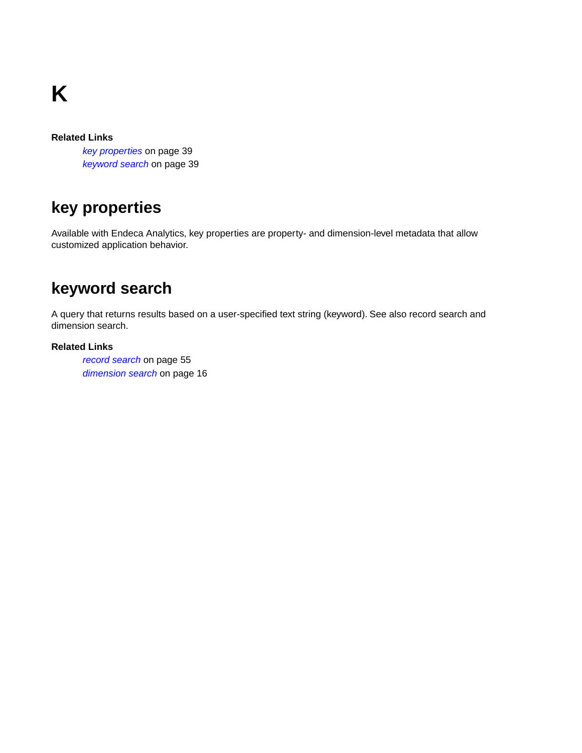# K

**Related Links**

*key properties* on page 39
*keyword search* on page 39

## key properties

Available with Endeca Analytics, key properties are property- and dimension-level metadata that allow customized application behavior.

## keyword search

A query that returns results based on a user-specified text string (keyword). See also record search and dimension search.

**Related Links**

*record search* on page 55
*dimension search* on page 16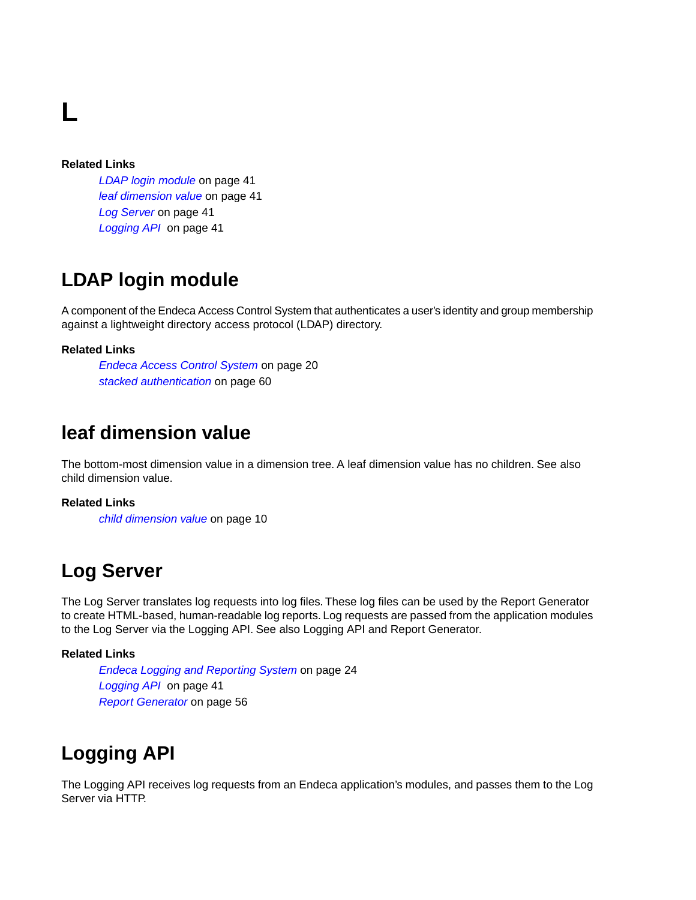# L

**Related Links**

*LDAP login module* on page 41
*leaf dimension value* on page 41
*Log Server* on page 41
*Logging API* on page 41

## LDAP login module

A component of the Endeca Access Control System that authenticates a user's identity and group membership against a lightweight directory access protocol (LDAP) directory.

**Related Links**

*Endeca Access Control System* on page 20
*stacked authentication* on page 60

## leaf dimension value

The bottom-most dimension value in a dimension tree. A leaf dimension value has no children. See also child dimension value.

**Related Links**

*child dimension value* on page 10

## Log Server

The Log Server translates log requests into log files. These log files can be used by the Report Generator to create HTML-based, human-readable log reports. Log requests are passed from the application modules to the Log Server via the Logging API. See also Logging API and Report Generator.

**Related Links**

*Endeca Logging and Reporting System* on page 24
*Logging API* on page 41
*Report Generator* on page 56

## Logging API

The Logging API receives log requests from an Endeca application's modules, and passes them to the Log Server via HTTP.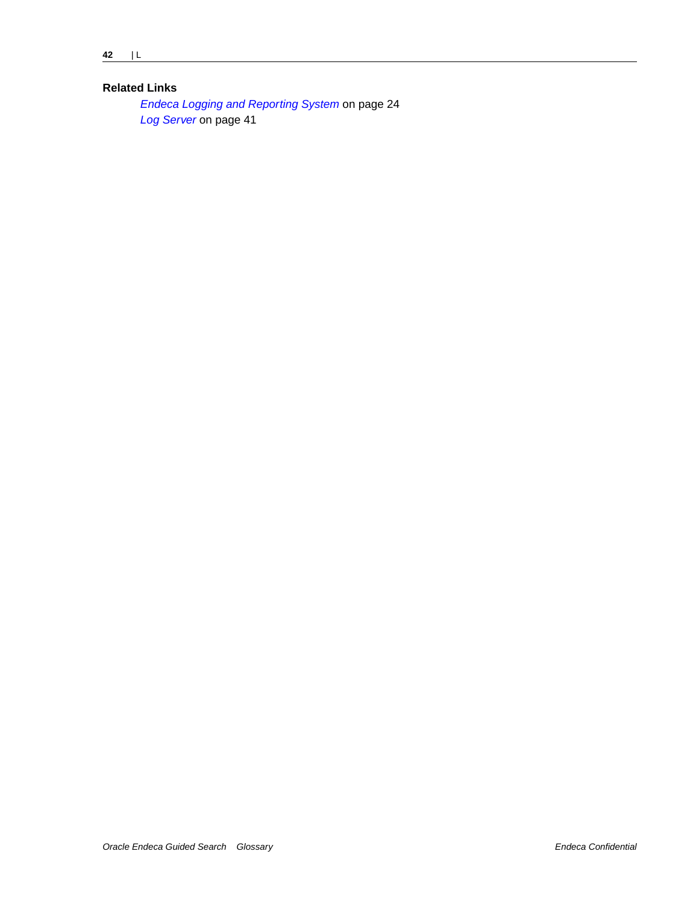**Related Links**

*Endeca Logging and Reporting System* on page 24

*Log Server* on page 41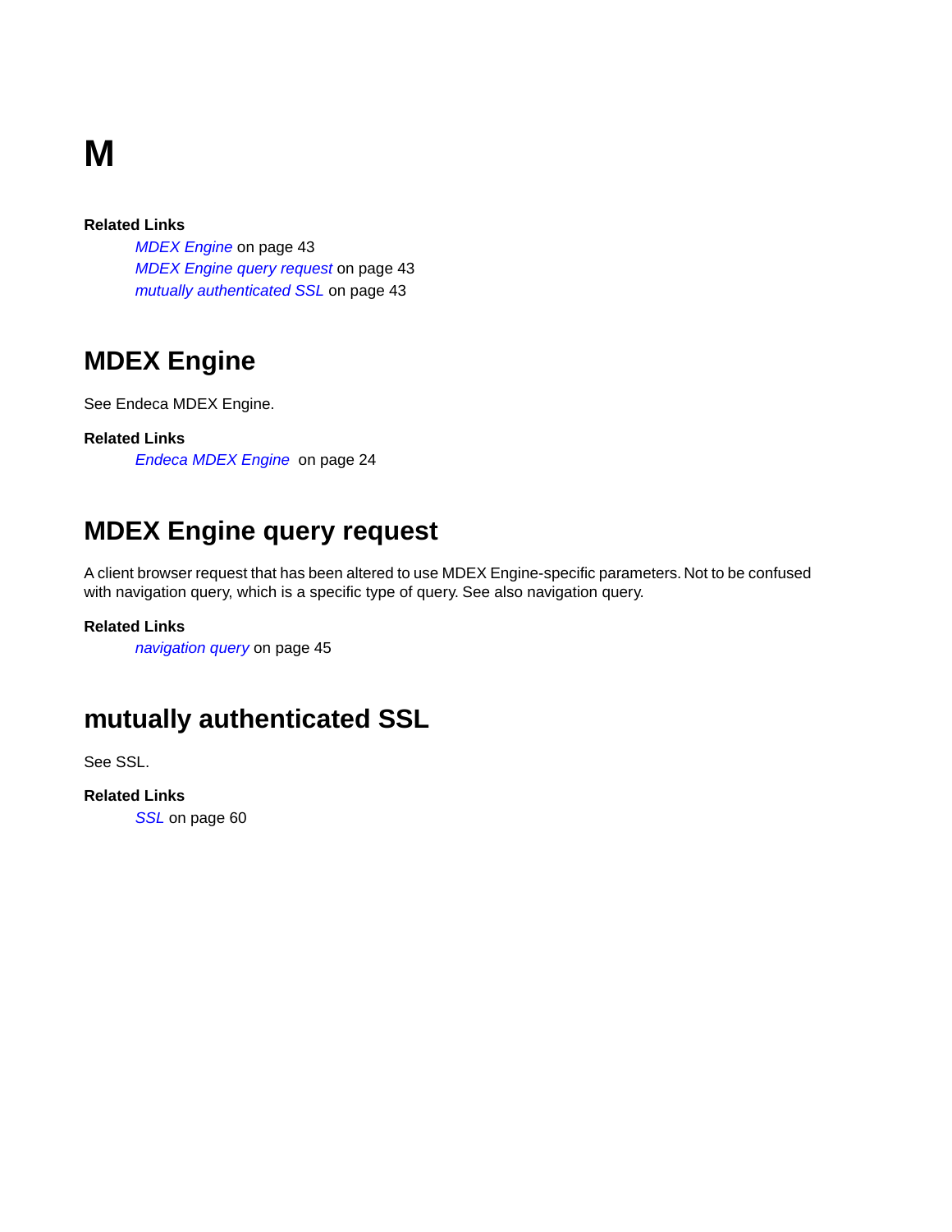# M

**Related Links**

- *MDEX Engine* on page 43
- *MDEX Engine query request* on page 43
- *mutually authenticated SSL* on page 43

## MDEX Engine

See Endeca MDEX Engine.

**Related Links**

- *Endeca MDEX Engine* on page 24

## MDEX Engine query request

A client browser request that has been altered to use MDEX Engine-specific parameters. Not to be confused with navigation query, which is a specific type of query. See also navigation query.

**Related Links**

- *navigation query* on page 45

## mutually authenticated SSL

See SSL.

**Related Links**

- *SSL* on page 60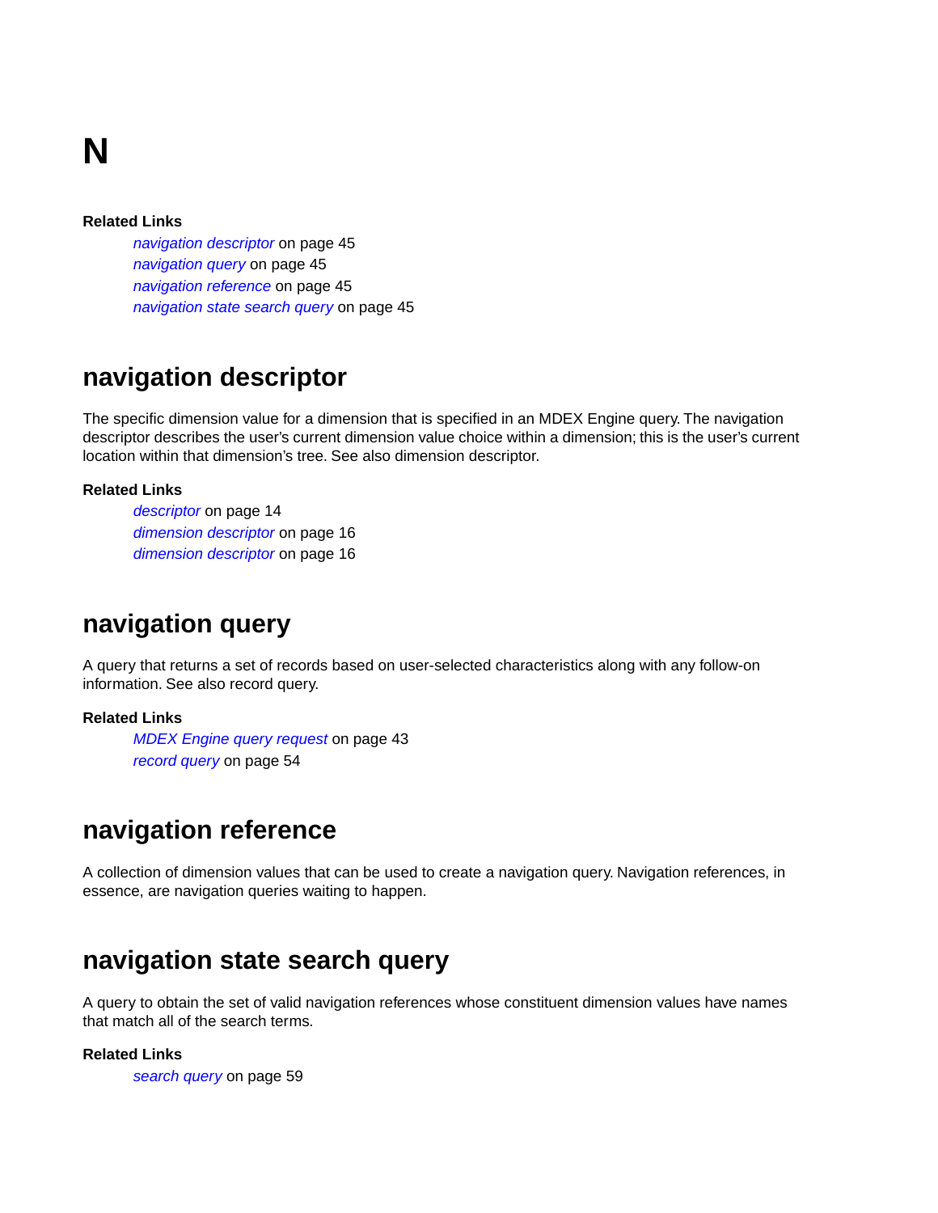# N

**Related Links**

- *navigation descriptor* on page 45
- *navigation query* on page 45
- *navigation reference* on page 45
- *navigation state search query* on page 45

## navigation descriptor

The specific dimension value for a dimension that is specified in an MDEX Engine query. The navigation descriptor describes the user's current dimension value choice within a dimension; this is the user's current location within that dimension's tree. See also dimension descriptor.

**Related Links**

- *descriptor* on page 14
- *dimension descriptor* on page 16
- *dimension descriptor* on page 16

## navigation query

A query that returns a set of records based on user-selected characteristics along with any follow-on information. See also record query.

**Related Links**

- *MDEX Engine query request* on page 43
- *record query* on page 54

## navigation reference

A collection of dimension values that can be used to create a navigation query. Navigation references, in essence, are navigation queries waiting to happen.

## navigation state search query

A query to obtain the set of valid navigation references whose constituent dimension values have names that match all of the search terms.

**Related Links**

- *search query* on page 59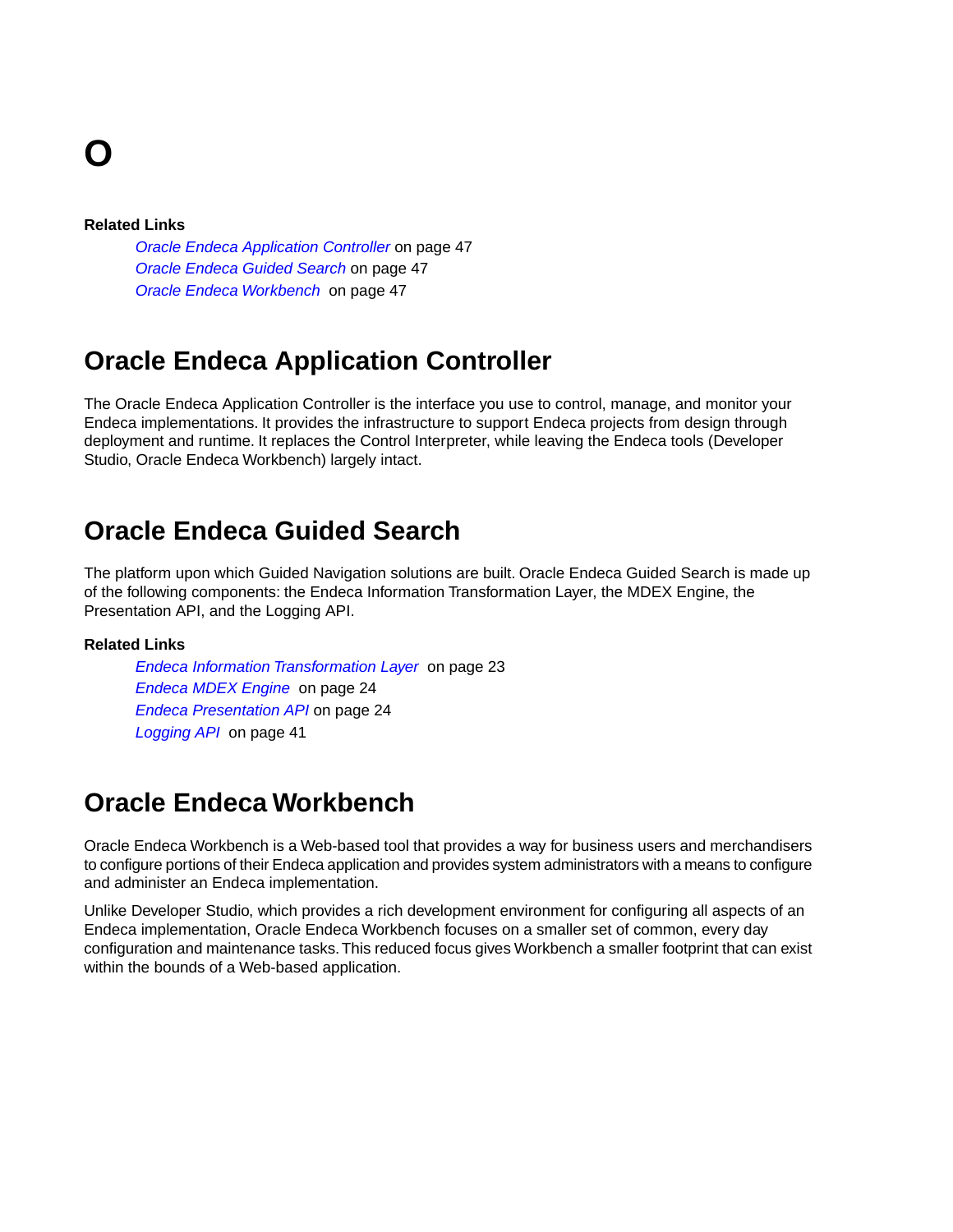# O

**Related Links**

*Oracle Endeca Application Controller* on page 47
*Oracle Endeca Guided Search* on page 47
*Oracle Endeca Workbench* on page 47

## Oracle Endeca Application Controller

The Oracle Endeca Application Controller is the interface you use to control, manage, and monitor your Endeca implementations. It provides the infrastructure to support Endeca projects from design through deployment and runtime. It replaces the Control Interpreter, while leaving the Endeca tools (Developer Studio, Oracle Endeca Workbench) largely intact.

## Oracle Endeca Guided Search

The platform upon which Guided Navigation solutions are built. Oracle Endeca Guided Search is made up of the following components: the Endeca Information Transformation Layer, the MDEX Engine, the Presentation API, and the Logging API.

**Related Links**

*Endeca Information Transformation Layer* on page 23
*Endeca MDEX Engine* on page 24
*Endeca Presentation API* on page 24
*Logging API* on page 41

## Oracle Endeca Workbench

Oracle Endeca Workbench is a Web-based tool that provides a way for business users and merchandisers to configure portions of their Endeca application and provides system administrators with a means to configure and administer an Endeca implementation.

Unlike Developer Studio, which provides a rich development environment for configuring all aspects of an Endeca implementation, Oracle Endeca Workbench focuses on a smaller set of common, every day configuration and maintenance tasks. This reduced focus gives Workbench a smaller footprint that can exist within the bounds of a Web-based application.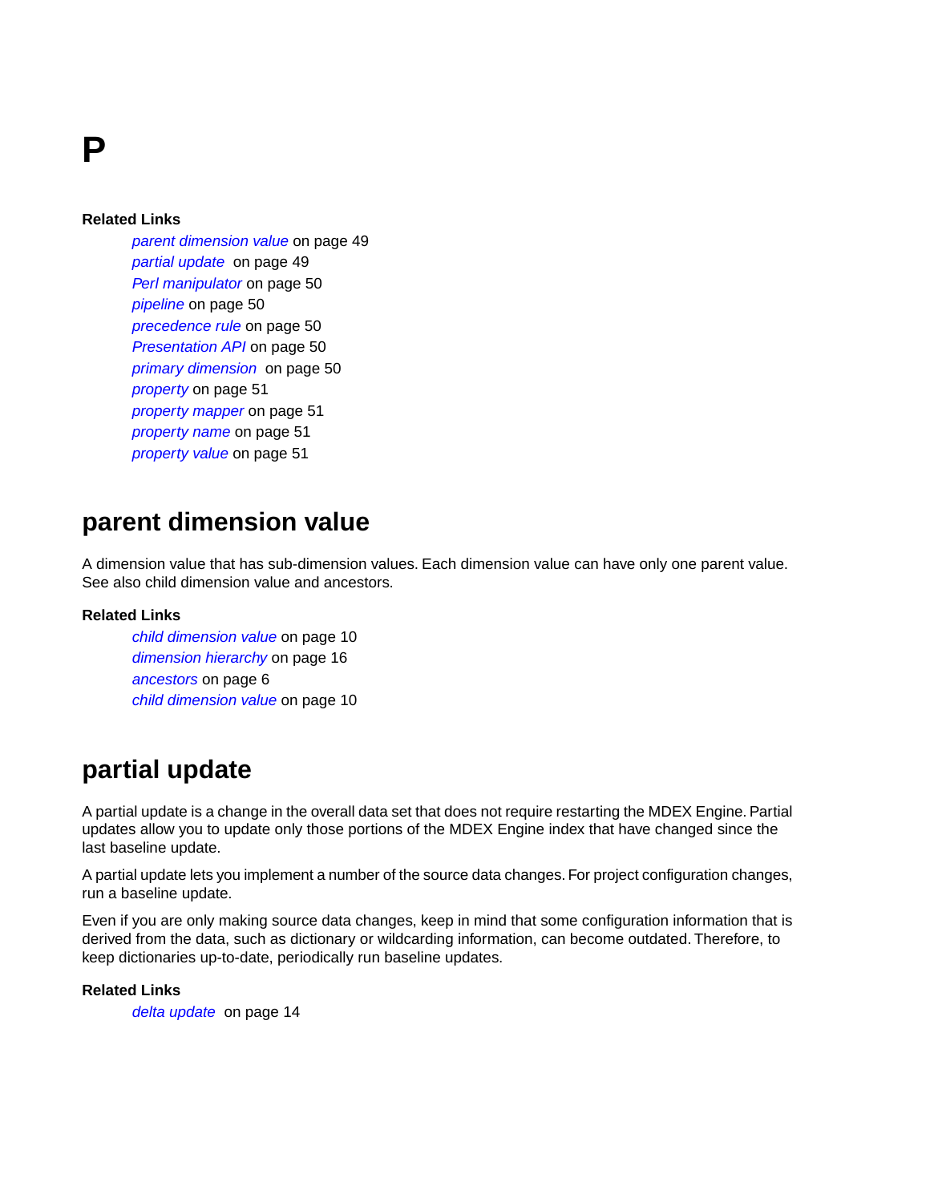# P

**Related Links**

- *parent dimension value* on page 49
- *partial update* on page 49
- *Perl manipulator* on page 50
- *pipeline* on page 50
- *precedence rule* on page 50
- *Presentation API* on page 50
- *primary dimension* on page 50
- *property* on page 51
- *property mapper* on page 51
- *property name* on page 51
- *property value* on page 51

## parent dimension value

A dimension value that has sub-dimension values. Each dimension value can have only one parent value. See also child dimension value and ancestors.

**Related Links**

- *child dimension value* on page 10
- *dimension hierarchy* on page 16
- *ancestors* on page 6
- *child dimension value* on page 10

## partial update

A partial update is a change in the overall data set that does not require restarting the MDEX Engine. Partial updates allow you to update only those portions of the MDEX Engine index that have changed since the last baseline update.

A partial update lets you implement a number of the source data changes. For project configuration changes, run a baseline update.

Even if you are only making source data changes, keep in mind that some configuration information that is derived from the data, such as dictionary or wildcarding information, can become outdated. Therefore, to keep dictionaries up-to-date, periodically run baseline updates.

**Related Links**

- *delta update* on page 14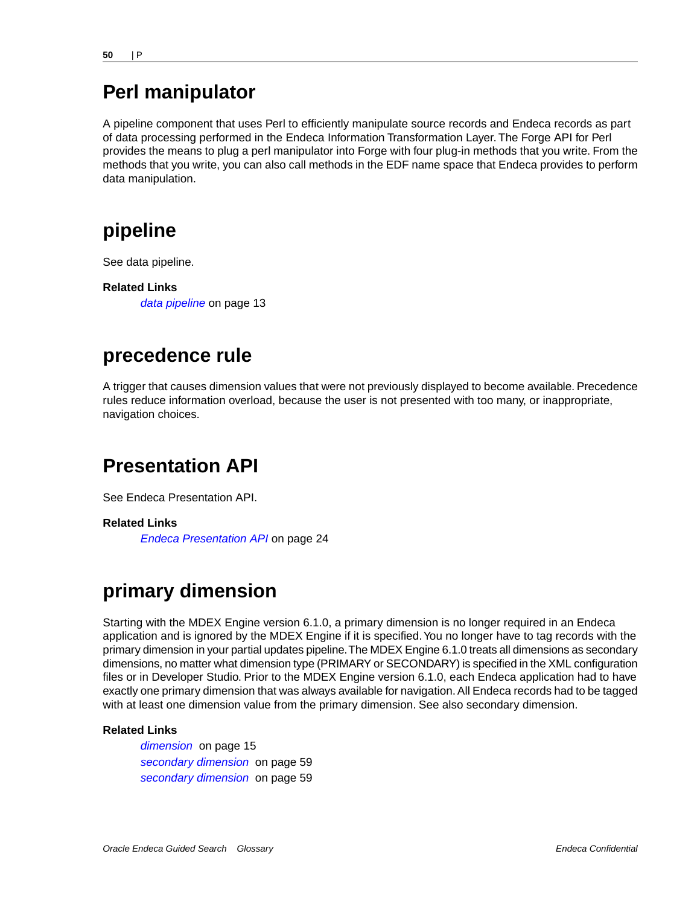## Perl manipulator

A pipeline component that uses Perl to efficiently manipulate source records and Endeca records as part of data processing performed in the Endeca Information Transformation Layer. The Forge API for Perl provides the means to plug a perl manipulator into Forge with four plug-in methods that you write. From the methods that you write, you can also call methods in the EDF name space that Endeca provides to perform data manipulation.

## pipeline

See data pipeline.

**Related Links**

*data pipeline* on page 13

## precedence rule

A trigger that causes dimension values that were not previously displayed to become available. Precedence rules reduce information overload, because the user is not presented with too many, or inappropriate, navigation choices.

## Presentation API

See Endeca Presentation API.

**Related Links**

*Endeca Presentation API* on page 24

## primary dimension

Starting with the MDEX Engine version 6.1.0, a primary dimension is no longer required in an Endeca application and is ignored by the MDEX Engine if it is specified. You no longer have to tag records with the primary dimension in your partial updates pipeline. The MDEX Engine 6.1.0 treats all dimensions as secondary dimensions, no matter what dimension type (PRIMARY or SECONDARY) is specified in the XML configuration files or in Developer Studio. Prior to the MDEX Engine version 6.1.0, each Endeca application had to have exactly one primary dimension that was always available for navigation. All Endeca records had to be tagged with at least one dimension value from the primary dimension. See also secondary dimension.

**Related Links**

*dimension* on page 15
*secondary dimension* on page 59
*secondary dimension* on page 59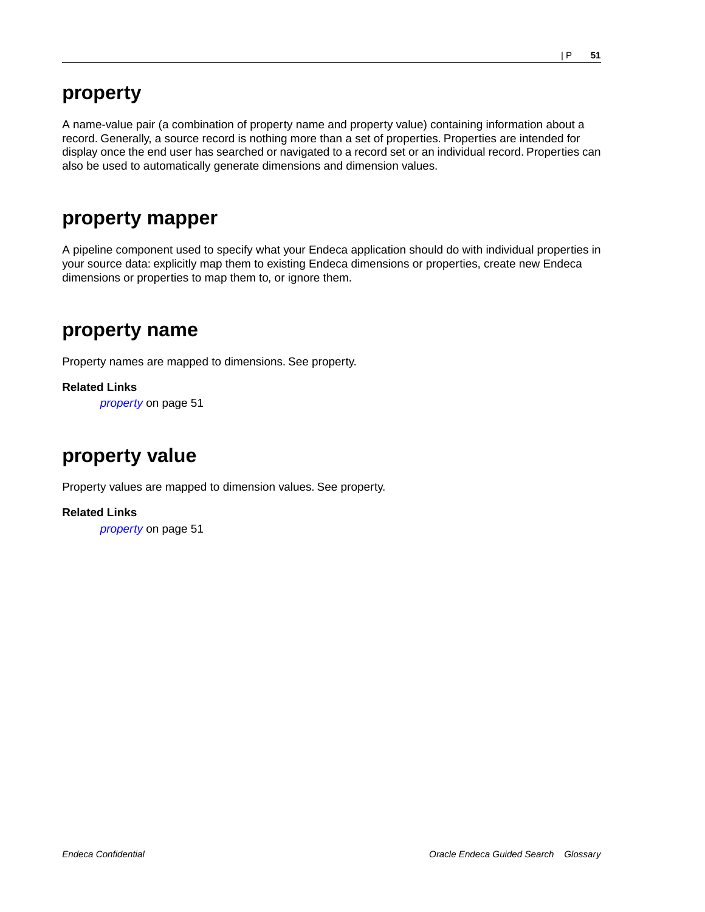# property

A name-value pair (a combination of property name and property value) containing information about a record. Generally, a source record is nothing more than a set of properties. Properties are intended for display once the end user has searched or navigated to a record set or an individual record. Properties can also be used to automatically generate dimensions and dimension values.

# property mapper

A pipeline component used to specify what your Endeca application should do with individual properties in your source data: explicitly map them to existing Endeca dimensions or properties, create new Endeca dimensions or properties to map them to, or ignore them.

# property name

Property names are mapped to dimensions. See property.

**Related Links**

*property* on page 51

# property value

Property values are mapped to dimension values. See property.

**Related Links**

*property* on page 51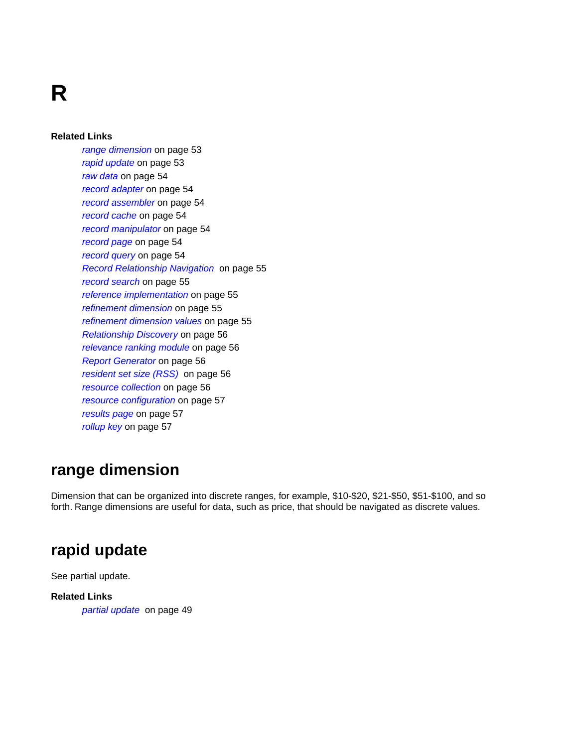# R

**Related Links**

- *range dimension* on page 53
- *rapid update* on page 53
- *raw data* on page 54
- *record adapter* on page 54
- *record assembler* on page 54
- *record cache* on page 54
- *record manipulator* on page 54
- *record page* on page 54
- *record query* on page 54
- *Record Relationship Navigation* on page 55
- *record search* on page 55
- *reference implementation* on page 55
- *refinement dimension* on page 55
- *refinement dimension values* on page 55
- *Relationship Discovery* on page 56
- *relevance ranking module* on page 56
- *Report Generator* on page 56
- *resident set size (RSS)* on page 56
- *resource collection* on page 56
- *resource configuration* on page 57
- *results page* on page 57
- *rollup key* on page 57

## range dimension

Dimension that can be organized into discrete ranges, for example, $10-$20, $21-$50, $51-$100, and so forth. Range dimensions are useful for data, such as price, that should be navigated as discrete values.

## rapid update

See partial update.

**Related Links**

- *partial update* on page 49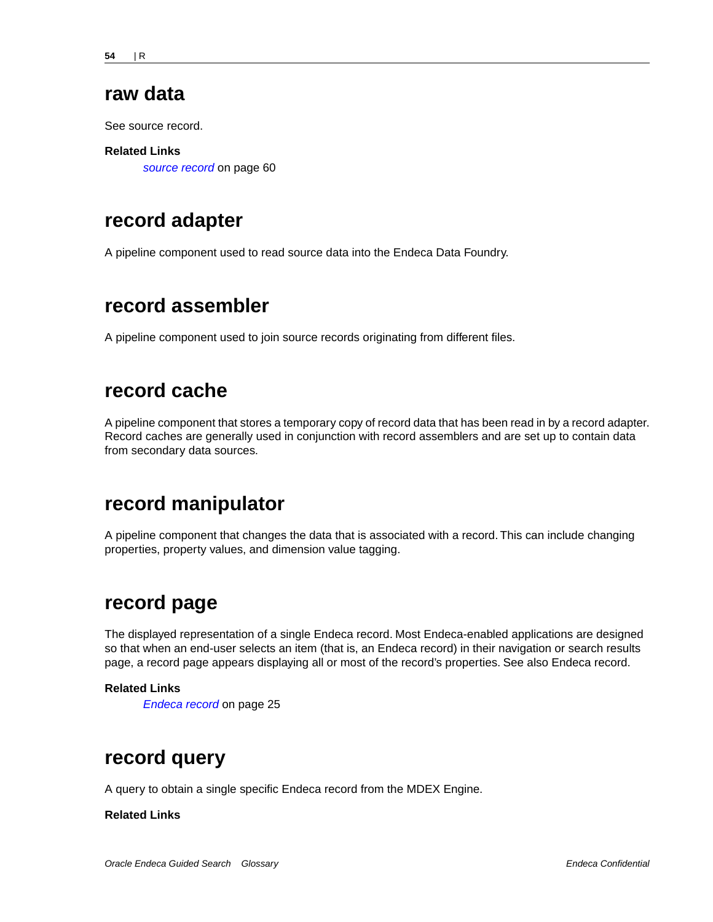## raw data

See source record.

**Related Links**

*source record* on page 60

## record adapter

A pipeline component used to read source data into the Endeca Data Foundry.

## record assembler

A pipeline component used to join source records originating from different files.

## record cache

A pipeline component that stores a temporary copy of record data that has been read in by a record adapter. Record caches are generally used in conjunction with record assemblers and are set up to contain data from secondary data sources.

## record manipulator

A pipeline component that changes the data that is associated with a record. This can include changing properties, property values, and dimension value tagging.

## record page

The displayed representation of a single Endeca record. Most Endeca-enabled applications are designed so that when an end-user selects an item (that is, an Endeca record) in their navigation or search results page, a record page appears displaying all or most of the record's properties. See also Endeca record.

**Related Links**

*Endeca record* on page 25

## record query

A query to obtain a single specific Endeca record from the MDEX Engine.

**Related Links**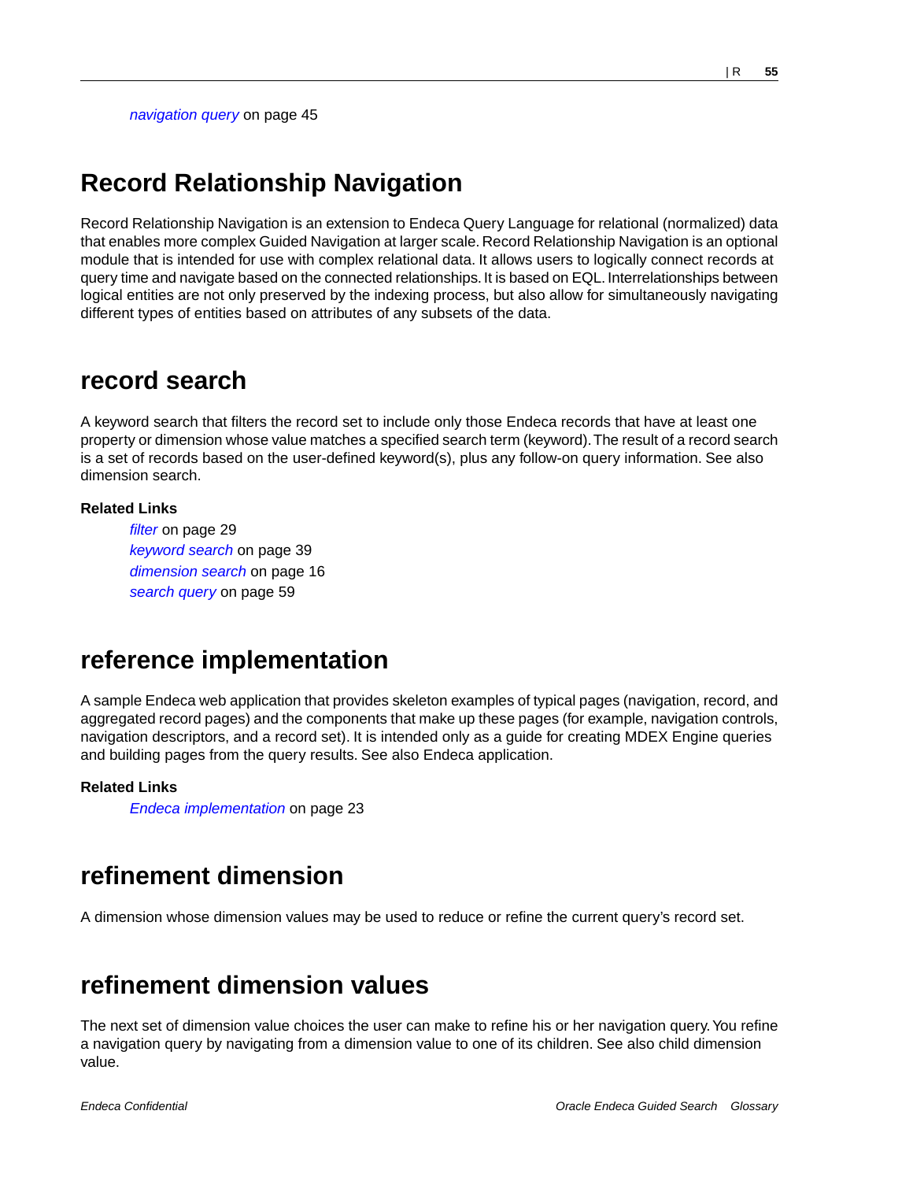*navigation query* on page 45

## Record Relationship Navigation

Record Relationship Navigation is an extension to Endeca Query Language for relational (normalized) data that enables more complex Guided Navigation at larger scale. Record Relationship Navigation is an optional module that is intended for use with complex relational data. It allows users to logically connect records at query time and navigate based on the connected relationships. It is based on EQL. Interrelationships between logical entities are not only preserved by the indexing process, but also allow for simultaneously navigating different types of entities based on attributes of any subsets of the data.

## record search

A keyword search that filters the record set to include only those Endeca records that have at least one property or dimension whose value matches a specified search term (keyword). The result of a record search is a set of records based on the user-defined keyword(s), plus any follow-on query information. See also dimension search.

**Related Links**

*filter* on page 29
*keyword search* on page 39
*dimension search* on page 16
*search query* on page 59

## reference implementation

A sample Endeca web application that provides skeleton examples of typical pages (navigation, record, and aggregated record pages) and the components that make up these pages (for example, navigation controls, navigation descriptors, and a record set). It is intended only as a guide for creating MDEX Engine queries and building pages from the query results. See also Endeca application.

**Related Links**

*Endeca implementation* on page 23

## refinement dimension

A dimension whose dimension values may be used to reduce or refine the current query's record set.

## refinement dimension values

The next set of dimension value choices the user can make to refine his or her navigation query. You refine a navigation query by navigating from a dimension value to one of its children. See also child dimension value.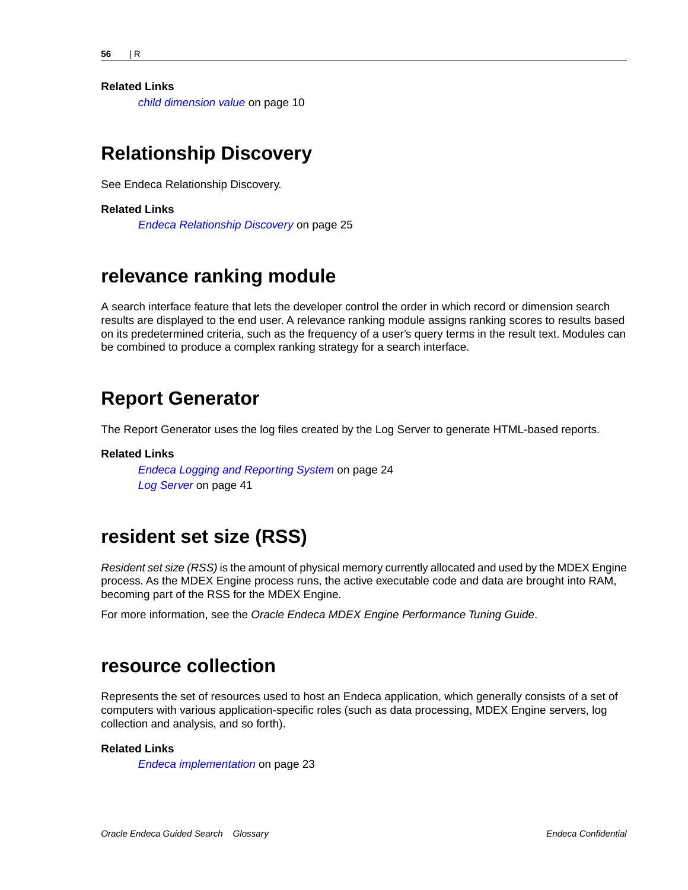**Related Links**

*child dimension value* on page 10

## Relationship Discovery

See Endeca Relationship Discovery.

**Related Links**

*Endeca Relationship Discovery* on page 25

## relevance ranking module

A search interface feature that lets the developer control the order in which record or dimension search results are displayed to the end user. A relevance ranking module assigns ranking scores to results based on its predetermined criteria, such as the frequency of a user's query terms in the result text. Modules can be combined to produce a complex ranking strategy for a search interface.

## Report Generator

The Report Generator uses the log files created by the Log Server to generate HTML-based reports.

**Related Links**

*Endeca Logging and Reporting System* on page 24

*Log Server* on page 41

## resident set size (RSS)

*Resident set size (RSS)* is the amount of physical memory currently allocated and used by the MDEX Engine process. As the MDEX Engine process runs, the active executable code and data are brought into RAM, becoming part of the RSS for the MDEX Engine.

For more information, see the *Oracle Endeca MDEX Engine Performance Tuning Guide*.

## resource collection

Represents the set of resources used to host an Endeca application, which generally consists of a set of computers with various application-specific roles (such as data processing, MDEX Engine servers, log collection and analysis, and so forth).

**Related Links**

*Endeca implementation* on page 23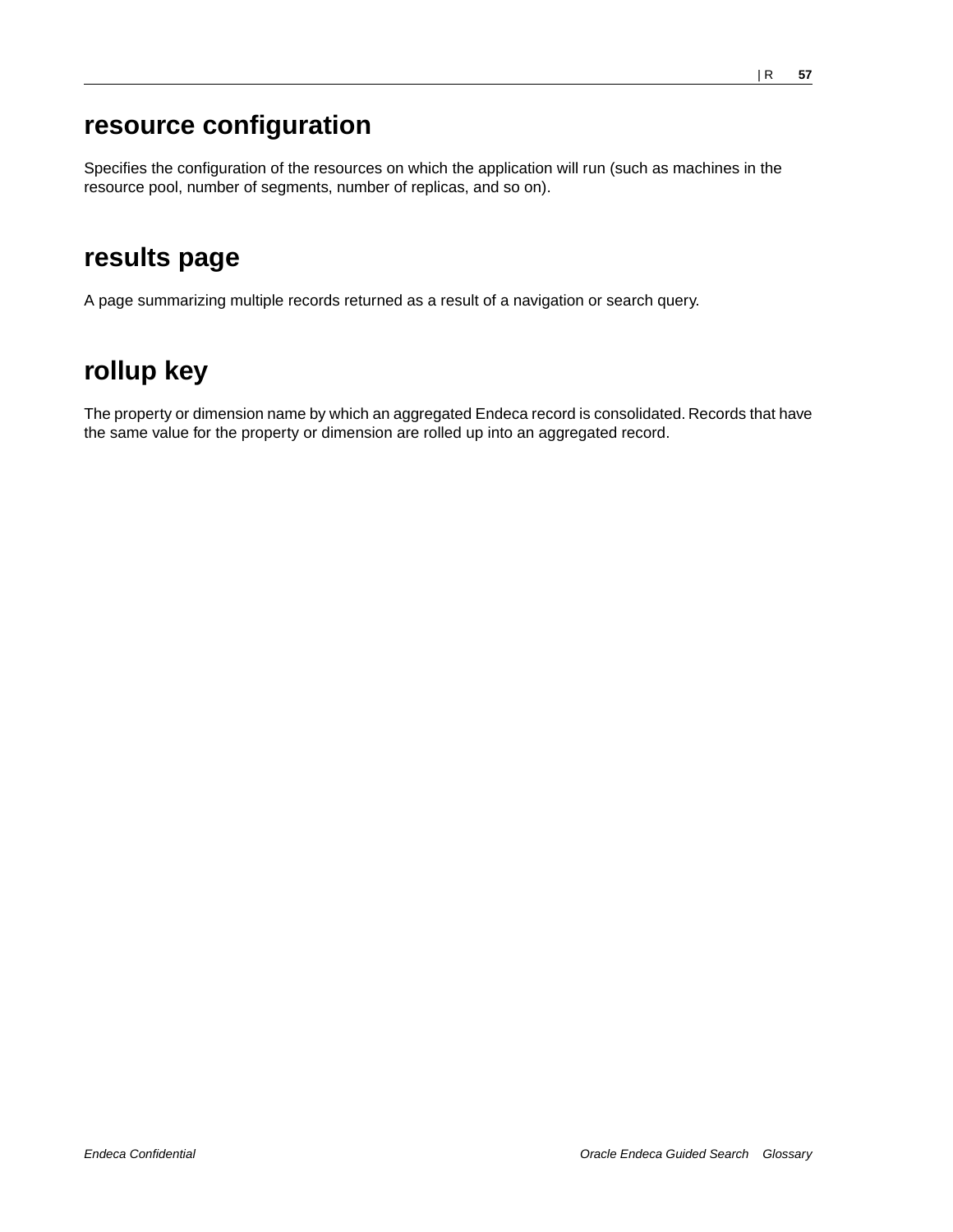## resource configuration

Specifies the configuration of the resources on which the application will run (such as machines in the resource pool, number of segments, number of replicas, and so on).

## results page

A page summarizing multiple records returned as a result of a navigation or search query.

## rollup key

The property or dimension name by which an aggregated Endeca record is consolidated. Records that have the same value for the property or dimension are rolled up into an aggregated record.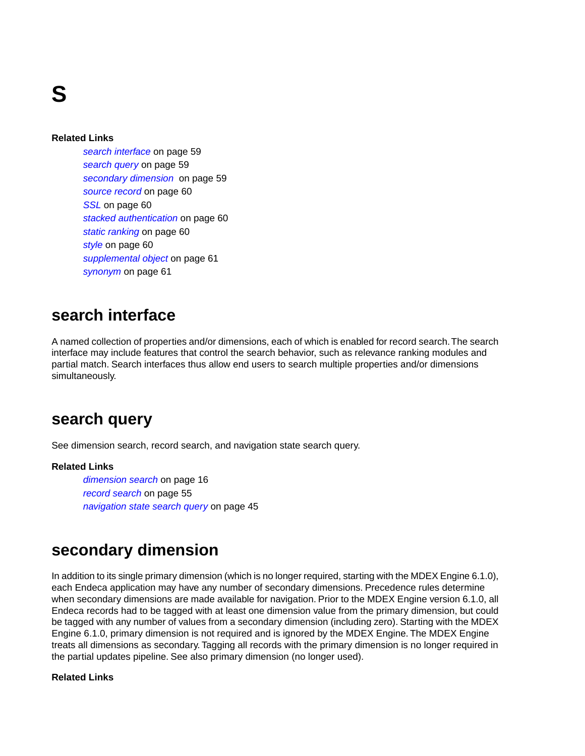# S

**Related Links**

*search interface* on page 59
*search query* on page 59
*secondary dimension* on page 59
*source record* on page 60
*SSL* on page 60
*stacked authentication* on page 60
*static ranking* on page 60
*style* on page 60
*supplemental object* on page 61
*synonym* on page 61

## search interface

A named collection of properties and/or dimensions, each of which is enabled for record search. The search interface may include features that control the search behavior, such as relevance ranking modules and partial match. Search interfaces thus allow end users to search multiple properties and/or dimensions simultaneously.

## search query

See dimension search, record search, and navigation state search query.

**Related Links**

*dimension search* on page 16
*record search* on page 55
*navigation state search query* on page 45

## secondary dimension

In addition to its single primary dimension (which is no longer required, starting with the MDEX Engine 6.1.0), each Endeca application may have any number of secondary dimensions. Precedence rules determine when secondary dimensions are made available for navigation. Prior to the MDEX Engine version 6.1.0, all Endeca records had to be tagged with at least one dimension value from the primary dimension, but could be tagged with any number of values from a secondary dimension (including zero). Starting with the MDEX Engine 6.1.0, primary dimension is not required and is ignored by the MDEX Engine. The MDEX Engine treats all dimensions as secondary. Tagging all records with the primary dimension is no longer required in the partial updates pipeline. See also primary dimension (no longer used).

**Related Links**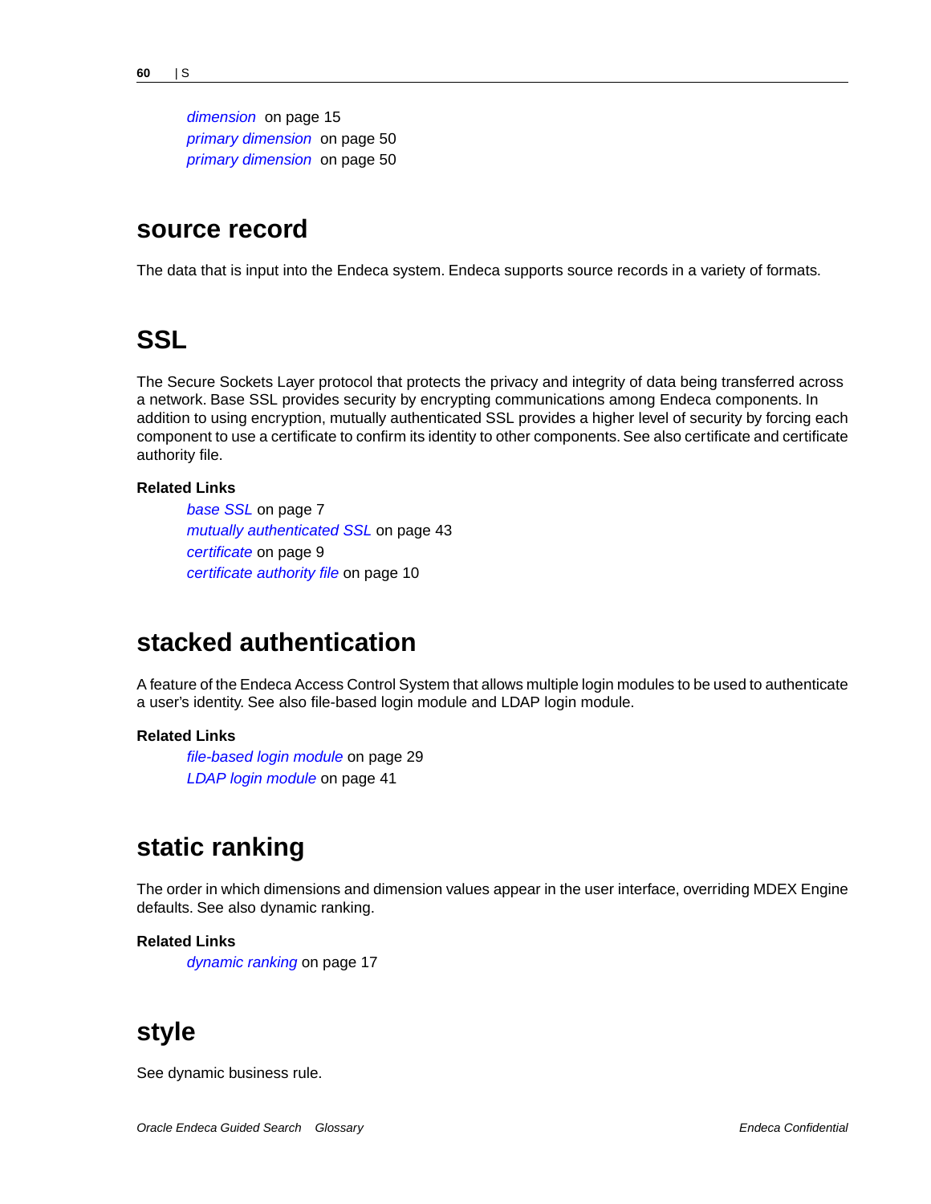*dimension* on page 15
*primary dimension* on page 50
*primary dimension* on page 50

## source record

The data that is input into the Endeca system. Endeca supports source records in a variety of formats.

## SSL

The Secure Sockets Layer protocol that protects the privacy and integrity of data being transferred across a network. Base SSL provides security by encrypting communications among Endeca components. In addition to using encryption, mutually authenticated SSL provides a higher level of security by forcing each component to use a certificate to confirm its identity to other components. See also certificate and certificate authority file.

**Related Links**

*base SSL* on page 7
*mutually authenticated SSL* on page 43
*certificate* on page 9
*certificate authority file* on page 10

## stacked authentication

A feature of the Endeca Access Control System that allows multiple login modules to be used to authenticate a user's identity. See also file-based login module and LDAP login module.

**Related Links**

*file-based login module* on page 29
*LDAP login module* on page 41

## static ranking

The order in which dimensions and dimension values appear in the user interface, overriding MDEX Engine defaults. See also dynamic ranking.

**Related Links**

*dynamic ranking* on page 17

## style

See dynamic business rule.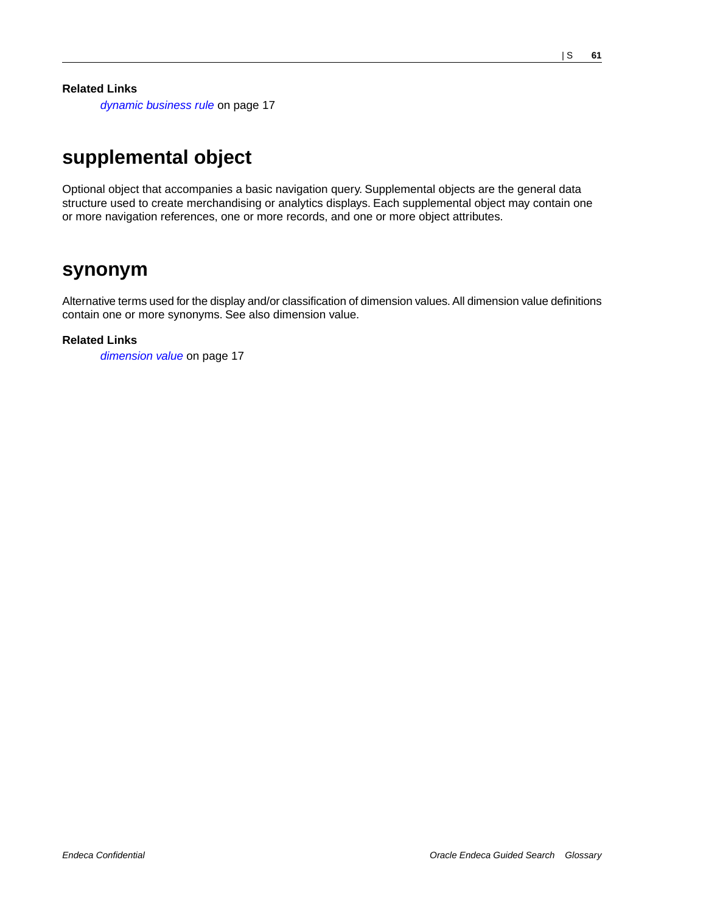**Related Links**

*dynamic business rule* on page 17

## supplemental object

Optional object that accompanies a basic navigation query. Supplemental objects are the general data structure used to create merchandising or analytics displays. Each supplemental object may contain one or more navigation references, one or more records, and one or more object attributes.

## synonym

Alternative terms used for the display and/or classification of dimension values. All dimension value definitions contain one or more synonyms. See also dimension value.

**Related Links**

*dimension value* on page 17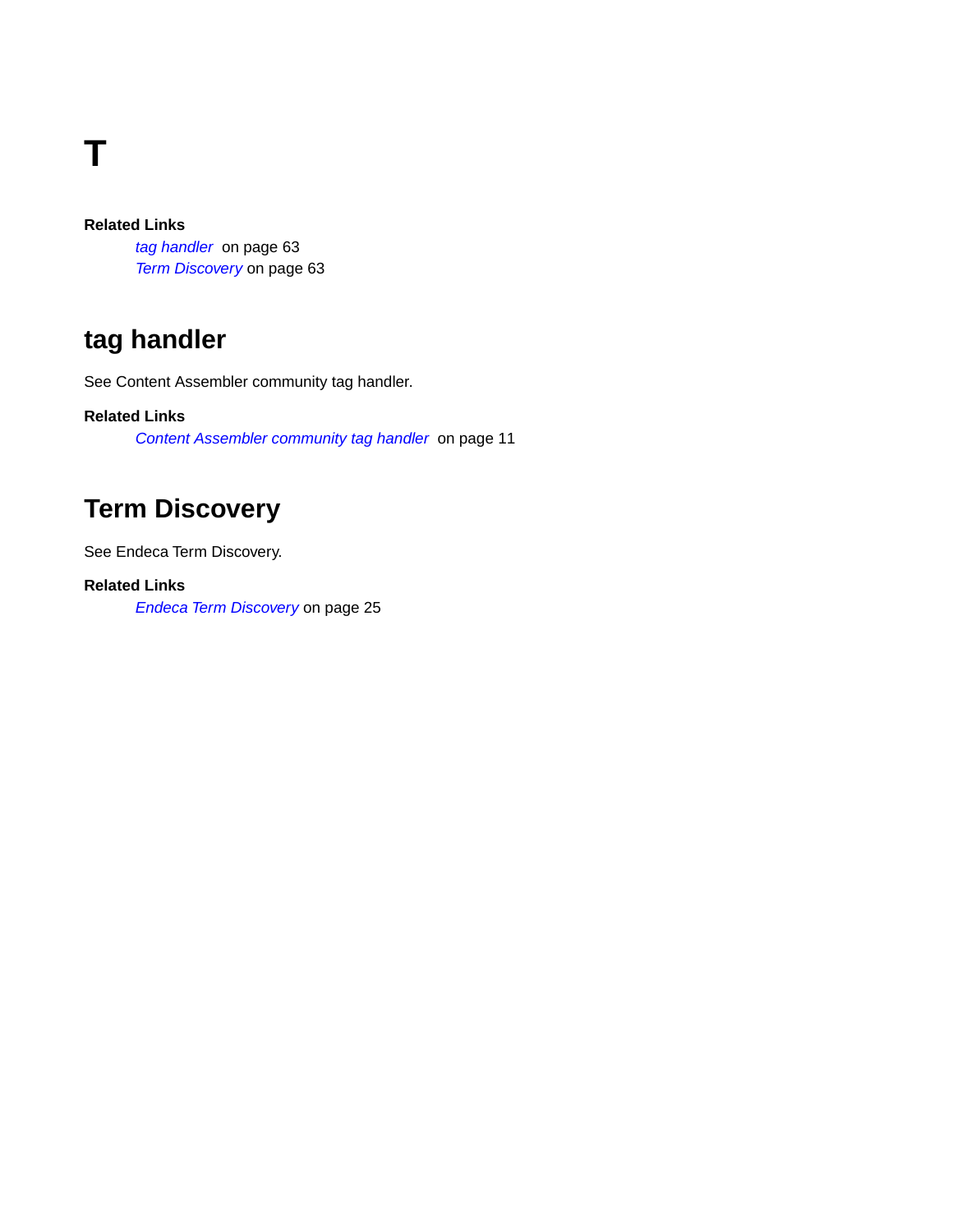# T

**Related Links**

*tag handler* on page 63
*Term Discovery* on page 63

## tag handler

See Content Assembler community tag handler.

**Related Links**

*Content Assembler community tag handler* on page 11

## Term Discovery

See Endeca Term Discovery.

**Related Links**

*Endeca Term Discovery* on page 25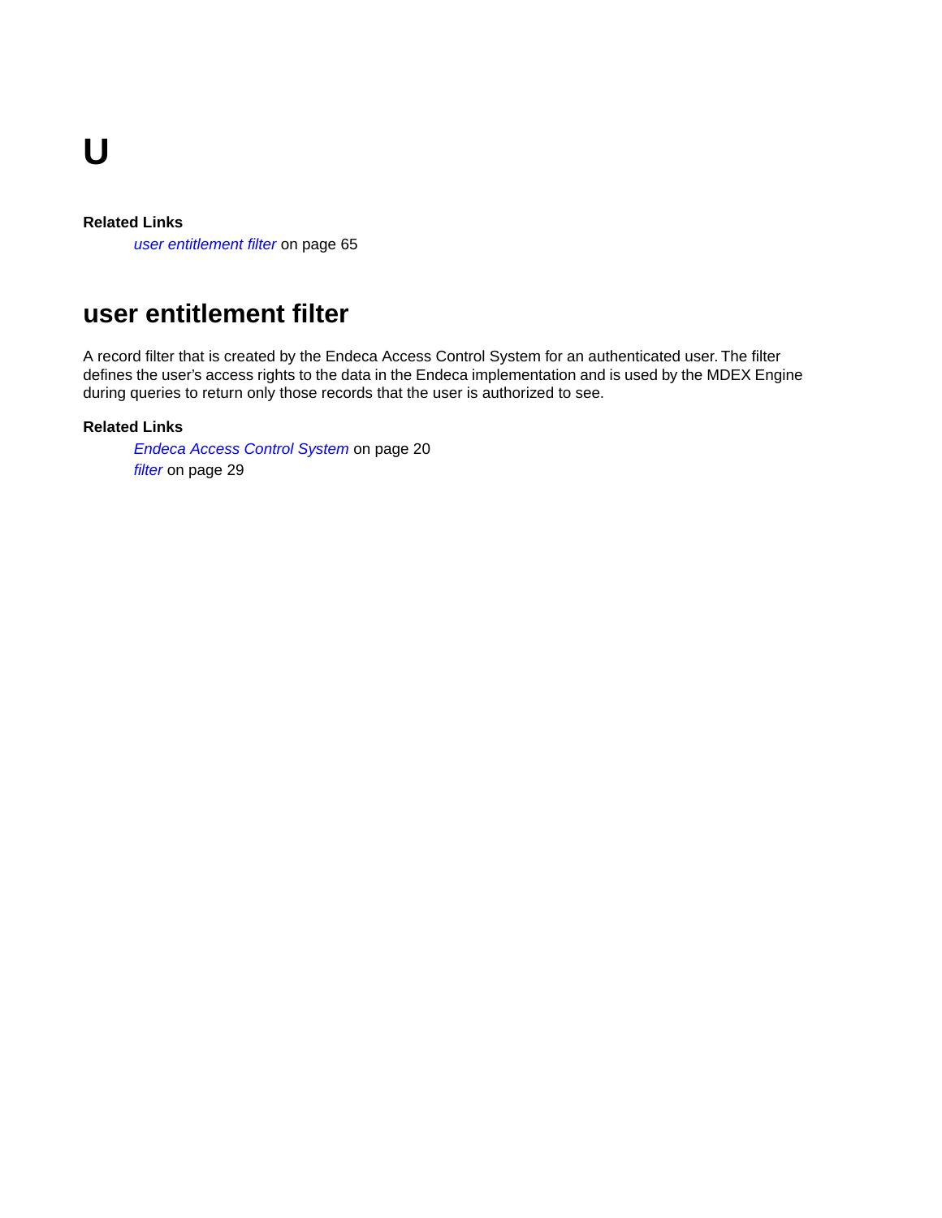# U

**Related Links**

*user entitlement filter* on page 65

## user entitlement filter

A record filter that is created by the Endeca Access Control System for an authenticated user. The filter defines the user's access rights to the data in the Endeca implementation and is used by the MDEX Engine during queries to return only those records that the user is authorized to see.

**Related Links**

*Endeca Access Control System* on page 20
*filter* on page 29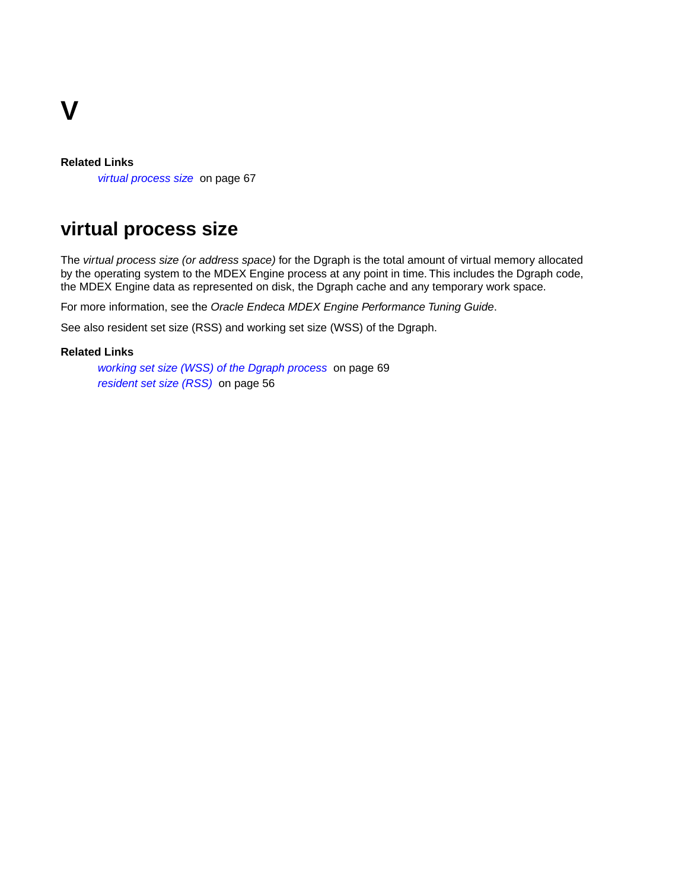# V

**Related Links**

*virtual process size* on page 67

## virtual process size

The *virtual process size (or address space)* for the Dgraph is the total amount of virtual memory allocated by the operating system to the MDEX Engine process at any point in time. This includes the Dgraph code, the MDEX Engine data as represented on disk, the Dgraph cache and any temporary work space.

For more information, see the *Oracle Endeca MDEX Engine Performance Tuning Guide*.

See also resident set size (RSS) and working set size (WSS) of the Dgraph.

**Related Links**

*working set size (WSS) of the Dgraph process* on page 69
*resident set size (RSS)* on page 56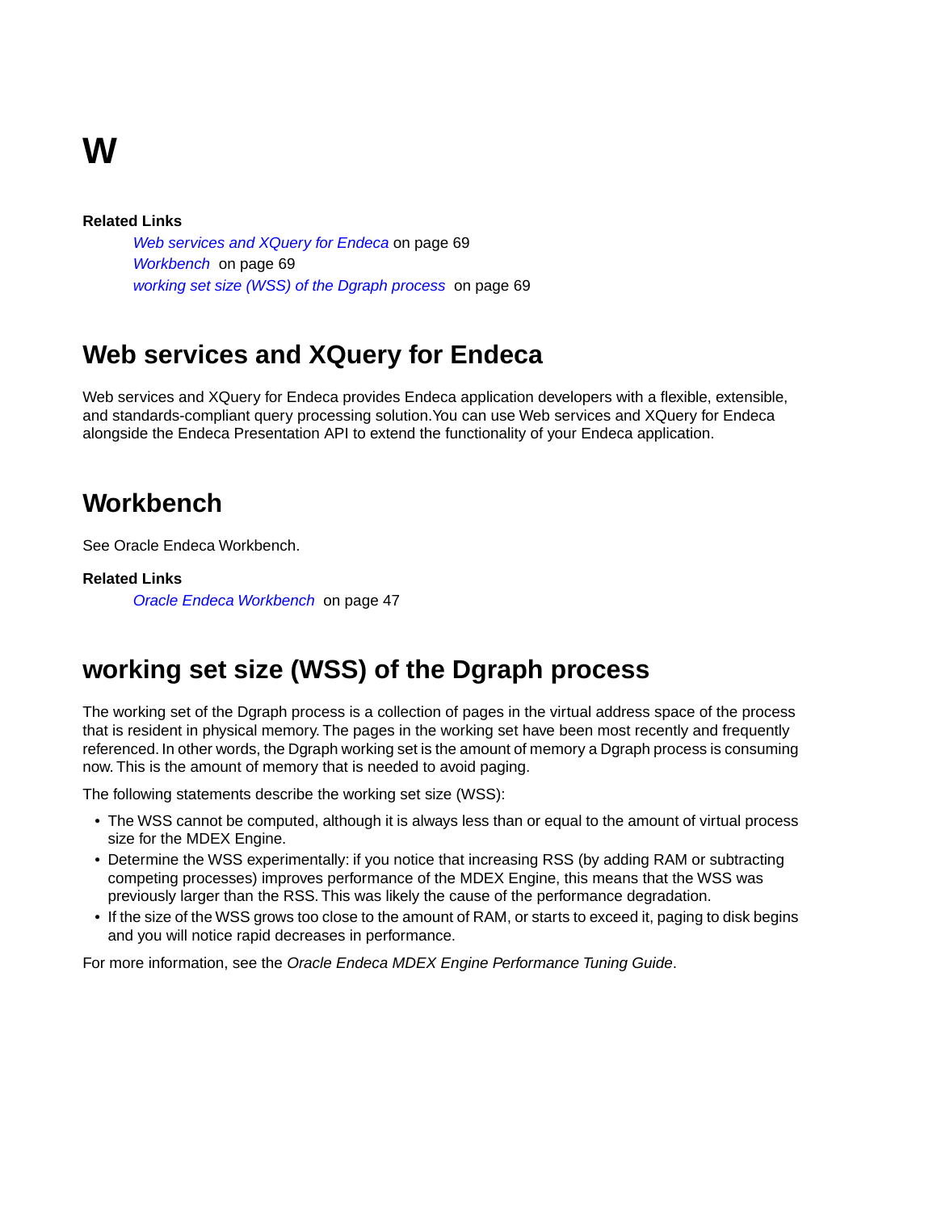# W

**Related Links**

*Web services and XQuery for Endeca* on page 69
*Workbench* on page 69
*working set size (WSS) of the Dgraph process* on page 69

## Web services and XQuery for Endeca

Web services and XQuery for Endeca provides Endeca application developers with a flexible, extensible, and standards-compliant query processing solution. You can use Web services and XQuery for Endeca alongside the Endeca Presentation API to extend the functionality of your Endeca application.

## Workbench

See Oracle Endeca Workbench.

**Related Links**

*Oracle Endeca Workbench* on page 47

## working set size (WSS) of the Dgraph process

The working set of the Dgraph process is a collection of pages in the virtual address space of the process that is resident in physical memory. The pages in the working set have been most recently and frequently referenced. In other words, the Dgraph working set is the amount of memory a Dgraph process is consuming now. This is the amount of memory that is needed to avoid paging.

The following statements describe the working set size (WSS):

- The WSS cannot be computed, although it is always less than or equal to the amount of virtual process size for the MDEX Engine.
- Determine the WSS experimentally: if you notice that increasing RSS (by adding RAM or subtracting competing processes) improves performance of the MDEX Engine, this means that the WSS was previously larger than the RSS. This was likely the cause of the performance degradation.
- If the size of the WSS grows too close to the amount of RAM, or starts to exceed it, paging to disk begins and you will notice rapid decreases in performance.

For more information, see the *Oracle Endeca MDEX Engine Performance Tuning Guide*.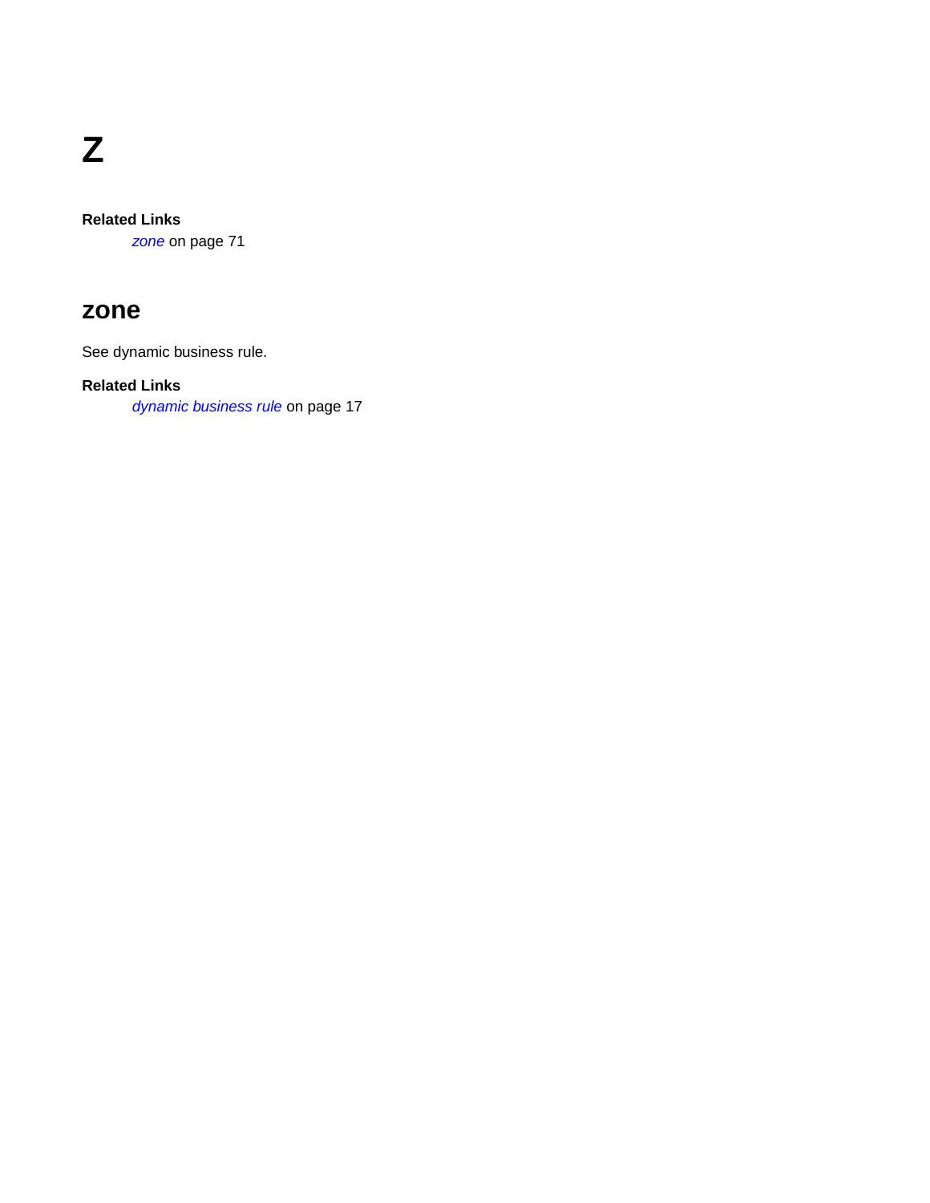# Z

**Related Links**

*zone* on page 71

## zone

See dynamic business rule.

**Related Links**

*dynamic business rule* on page 17